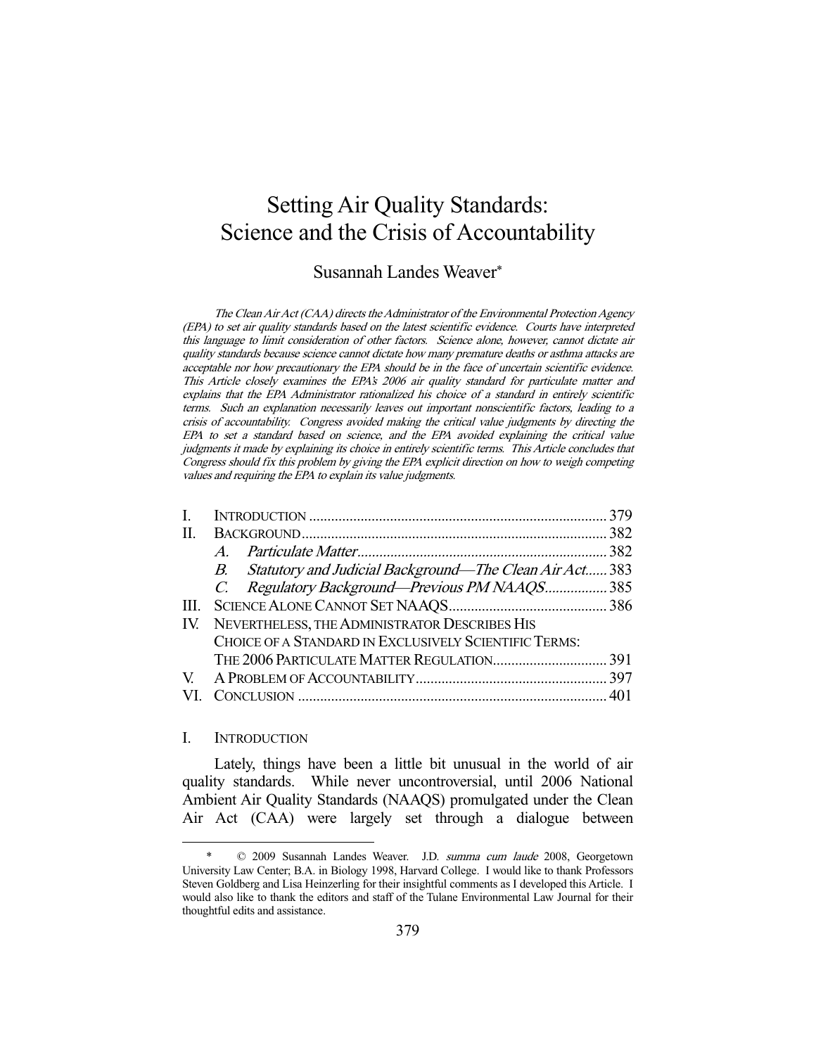# Setting Air Quality Standards: Science and the Crisis of Accountability

Susannah Landes Weaver*

*The Clean Air Act (CAA) directs the Administrator of the Environmental Protection Agency (EPA) to set air quality standards based on the latest scientific evidence. Courts have interpreted this language to limit consideration of other factors. Science alone, however, cannot dictate air quality standards because science cannot dictate how many premature deaths or asthma attacks are acceptable nor how precautionary the EPA should be in the face of uncertain scientific evidence. This Article closely examines the EPA's 2006 air quality standard for particulate matter and explains that the EPA Administrator rationalized his choice of a standard in entirely scientific terms. Such an explanation necessarily leaves out important nonscientific factors, leading to a crisis of accountability. Congress avoided making the critical value judgments by directing the EPA to set a standard based on science, and the EPA avoided explaining the critical value judgments it made by explaining its choice in entirely scientific terms. This Article concludes that Congress should fix this problem by giving the EPA explicit direction on how to weigh competing values and requiring the EPA to explain its value judgments.*

| | | |
|---|---|---|
| I. | INTRODUCTION | 379 |
| II. | BACKGROUND | 382 |
| | A. *Particulate Matter* | 382 |
| | B. *Statutory and Judicial Background—The Clean Air Act* | 383 |
| | C. *Regulatory Background—Previous PM NAAQS* | 385 |
| III. | SCIENCE ALONE CANNOT SET NAAQS | 386 |
| IV. | NEVERTHELESS, THE ADMINISTRATOR DESCRIBES HIS CHOICE OF A STANDARD IN EXCLUSIVELY SCIENTIFIC TERMS: THE 2006 PARTICULATE MATTER REGULATION | 391 |
| V. | A PROBLEM OF ACCOUNTABILITY | 397 |
| VI. | CONCLUSION | 401 |

## I. INTRODUCTION

Lately, things have been a little bit unusual in the world of air quality standards. While never uncontroversial, until 2006 National Ambient Air Quality Standards (NAAQS) promulgated under the Clean Air Act (CAA) were largely set through a dialogue between

---

\* © 2009 Susannah Landes Weaver. J.D. *summa cum laude* 2008, Georgetown University Law Center; B.A. in Biology 1998, Harvard College. I would like to thank Professors Steven Goldberg and Lisa Heinzerling for their insightful comments as I developed this Article. I would also like to thank the editors and staff of the Tulane Environmental Law Journal for their thoughtful edits and assistance.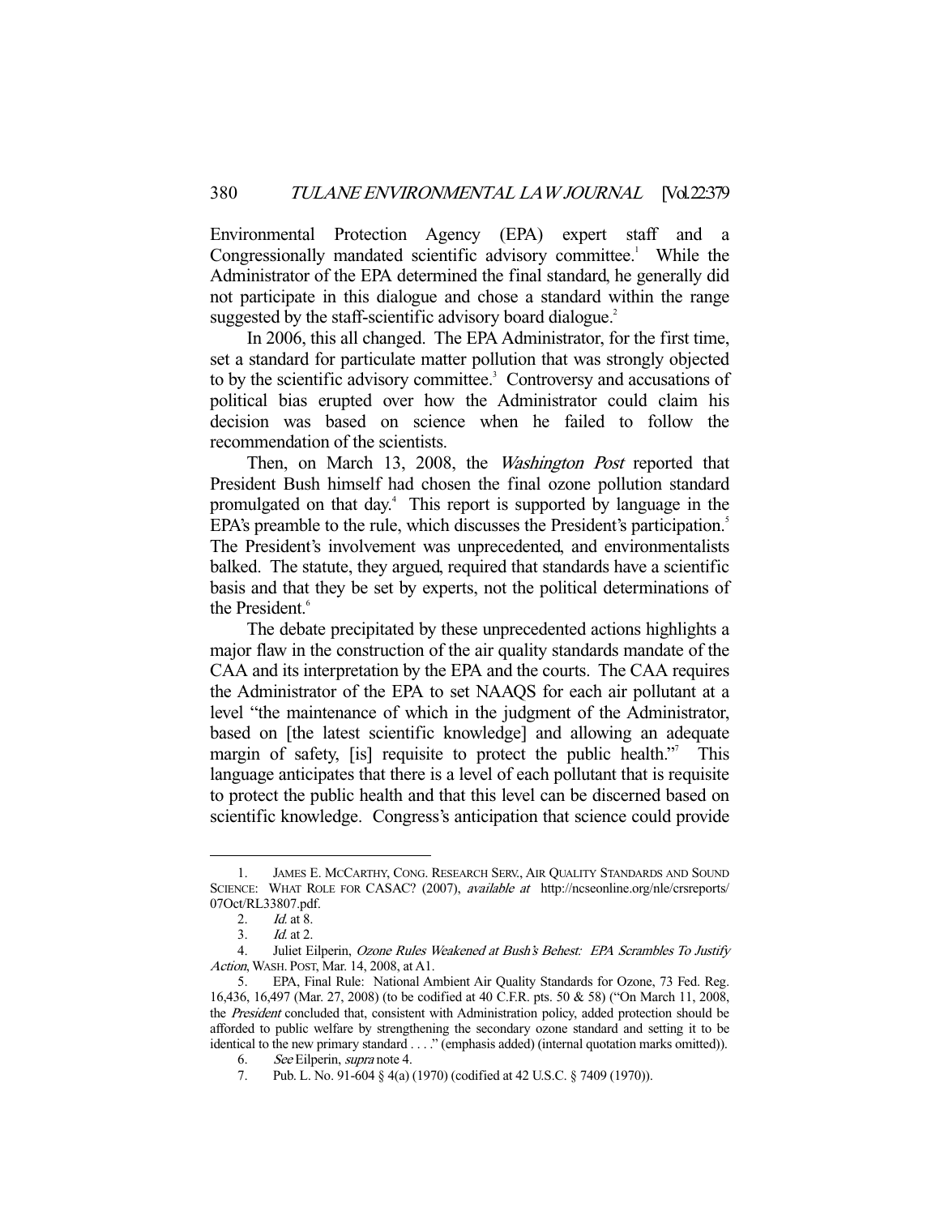Environmental Protection Agency (EPA) expert staff and a Congressionally mandated scientific advisory committee.[1] While the Administrator of the EPA determined the final standard, he generally did not participate in this dialogue and chose a standard within the range suggested by the staff-scientific advisory board dialogue.[2]

In 2006, this all changed. The EPA Administrator, for the first time, set a standard for particulate matter pollution that was strongly objected to by the scientific advisory committee.[3] Controversy and accusations of political bias erupted over how the Administrator could claim his decision was based on science when he failed to follow the recommendation of the scientists.

Then, on March 13, 2008, the *Washington Post* reported that President Bush himself had chosen the final ozone pollution standard promulgated on that day.[4] This report is supported by language in the EPA's preamble to the rule, which discusses the President's participation.[5] The President's involvement was unprecedented, and environmentalists balked. The statute, they argued, required that standards have a scientific basis and that they be set by experts, not the political determinations of the President.[6]

The debate precipitated by these unprecedented actions highlights a major flaw in the construction of the air quality standards mandate of the CAA and its interpretation by the EPA and the courts. The CAA requires the Administrator of the EPA to set NAAQS for each air pollutant at a level "the maintenance of which in the judgment of the Administrator, based on [the latest scientific knowledge] and allowing an adequate margin of safety, [is] requisite to protect the public health."[7] This language anticipates that there is a level of each pollutant that is requisite to protect the public health and that this level can be discerned based on scientific knowledge. Congress's anticipation that science could provide

---

1. JAMES E. MCCARTHY, CONG. RESEARCH SERV., AIR QUALITY STANDARDS AND SOUND SCIENCE: WHAT ROLE FOR CASAC? (2007), *available at* http://ncseonline.org/nle/crsreports/07Oct/RL33807.pdf.
2. *Id.* at 8.
3. *Id.* at 2.
4. Juliet Eilperin, *Ozone Rules Weakened at Bush's Behest: EPA Scrambles To Justify Action*, WASH. POST, Mar. 14, 2008, at A1.
5. EPA, Final Rule: National Ambient Air Quality Standards for Ozone, 73 Fed. Reg. 16,436, 16,497 (Mar. 27, 2008) (to be codified at 40 C.F.R. pts. 50 & 58) ("On March 11, 2008, the *President* concluded that, consistent with Administration policy, added protection should be afforded to public welfare by strengthening the secondary ozone standard and setting it to be identical to the new primary standard . . . ." (emphasis added) (internal quotation marks omitted)).
6. *See* Eilperin, *supra* note 4.
7. Pub. L. No. 91-604 § 4(a) (1970) (codified at 42 U.S.C. § 7409 (1970)).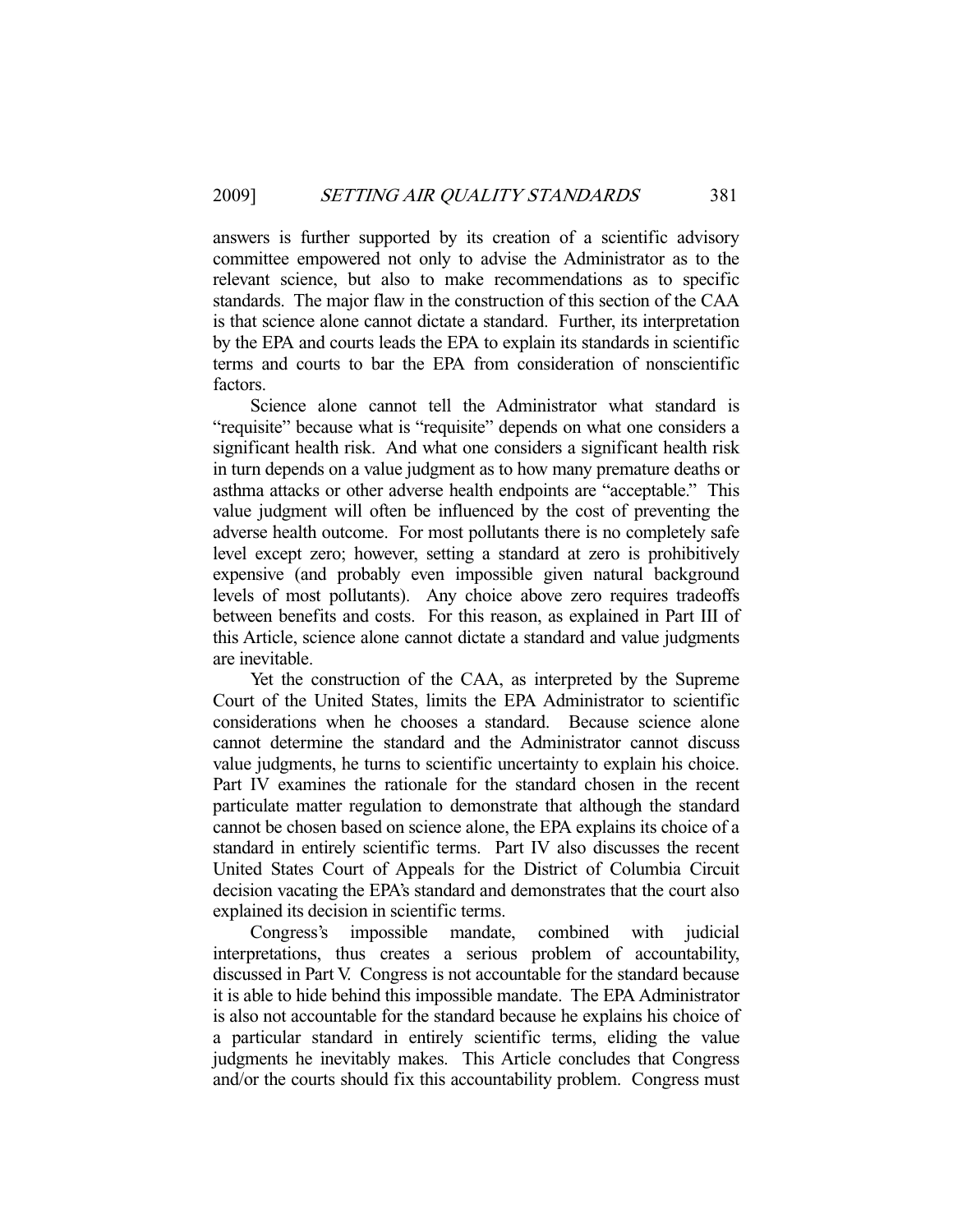answers is further supported by its creation of a scientific advisory committee empowered not only to advise the Administrator as to the relevant science, but also to make recommendations as to specific standards. The major flaw in the construction of this section of the CAA is that science alone cannot dictate a standard. Further, its interpretation by the EPA and courts leads the EPA to explain its standards in scientific terms and courts to bar the EPA from consideration of nonscientific factors.

Science alone cannot tell the Administrator what standard is "requisite" because what is "requisite" depends on what one considers a significant health risk. And what one considers a significant health risk in turn depends on a value judgment as to how many premature deaths or asthma attacks or other adverse health endpoints are "acceptable." This value judgment will often be influenced by the cost of preventing the adverse health outcome. For most pollutants there is no completely safe level except zero; however, setting a standard at zero is prohibitively expensive (and probably even impossible given natural background levels of most pollutants). Any choice above zero requires tradeoffs between benefits and costs. For this reason, as explained in Part III of this Article, science alone cannot dictate a standard and value judgments are inevitable.

Yet the construction of the CAA, as interpreted by the Supreme Court of the United States, limits the EPA Administrator to scientific considerations when he chooses a standard. Because science alone cannot determine the standard and the Administrator cannot discuss value judgments, he turns to scientific uncertainty to explain his choice. Part IV examines the rationale for the standard chosen in the recent particulate matter regulation to demonstrate that although the standard cannot be chosen based on science alone, the EPA explains its choice of a standard in entirely scientific terms. Part IV also discusses the recent United States Court of Appeals for the District of Columbia Circuit decision vacating the EPA's standard and demonstrates that the court also explained its decision in scientific terms.

Congress's impossible mandate, combined with judicial interpretations, thus creates a serious problem of accountability, discussed in Part V. Congress is not accountable for the standard because it is able to hide behind this impossible mandate. The EPA Administrator is also not accountable for the standard because he explains his choice of a particular standard in entirely scientific terms, eliding the value judgments he inevitably makes. This Article concludes that Congress and/or the courts should fix this accountability problem. Congress must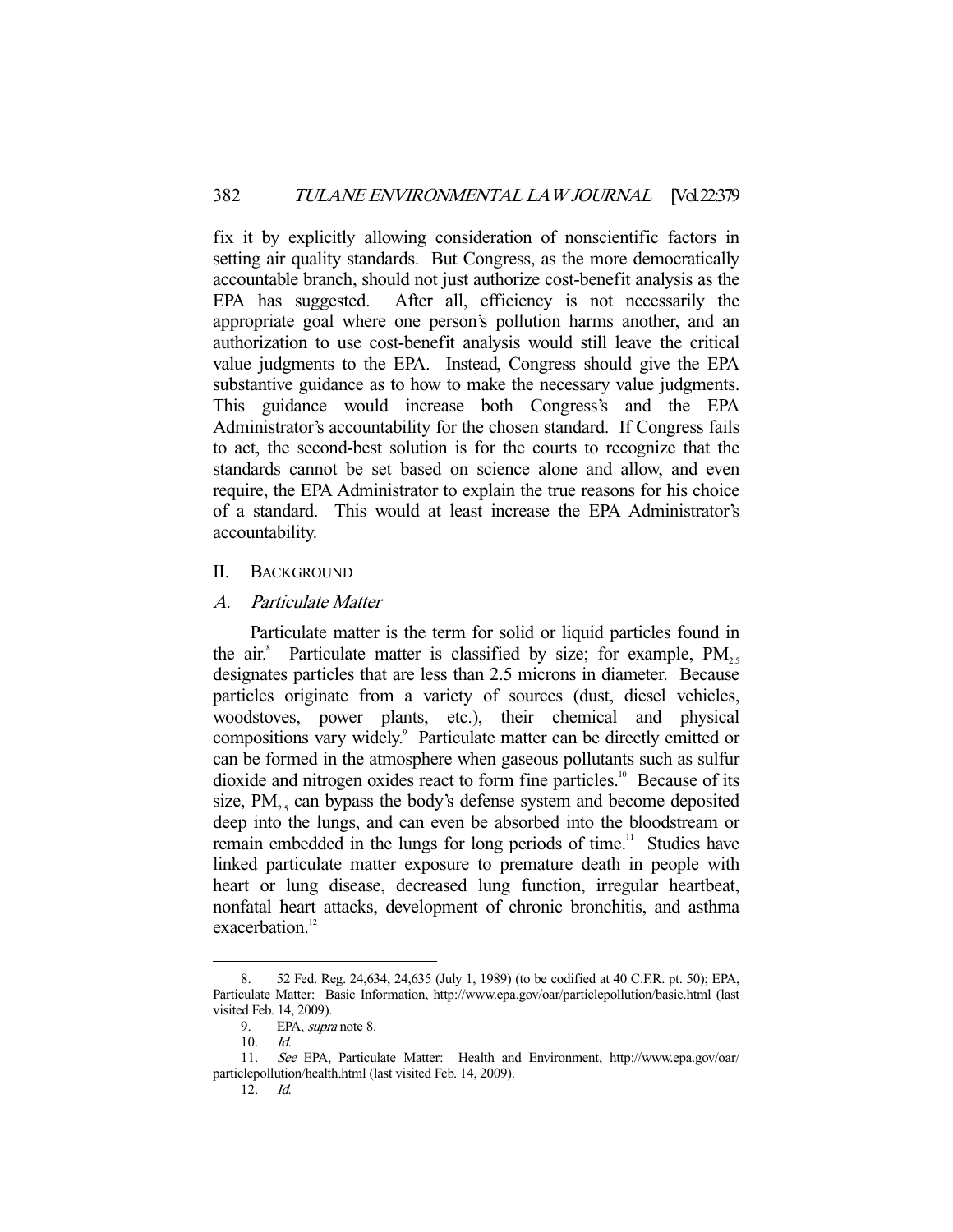fix it by explicitly allowing consideration of nonscientific factors in setting air quality standards. But Congress, as the more democratically accountable branch, should not just authorize cost-benefit analysis as the EPA has suggested. After all, efficiency is not necessarily the appropriate goal where one person's pollution harms another, and an authorization to use cost-benefit analysis would still leave the critical value judgments to the EPA. Instead, Congress should give the EPA substantive guidance as to how to make the necessary value judgments. This guidance would increase both Congress's and the EPA Administrator's accountability for the chosen standard. If Congress fails to act, the second-best solution is for the courts to recognize that the standards cannot be set based on science alone and allow, and even require, the EPA Administrator to explain the true reasons for his choice of a standard. This would at least increase the EPA Administrator's accountability.

## II. Background

### A. *Particulate Matter*

Particulate matter is the term for solid or liquid particles found in the air.[8] Particulate matter is classified by size; for example, $PM_{2.5}$ designates particles that are less than 2.5 microns in diameter. Because particles originate from a variety of sources (dust, diesel vehicles, woodstoves, power plants, etc.), their chemical and physical compositions vary widely.[9] Particulate matter can be directly emitted or can be formed in the atmosphere when gaseous pollutants such as sulfur dioxide and nitrogen oxides react to form fine particles.[10] Because of its size, $PM_{2.5}$ can bypass the body's defense system and become deposited deep into the lungs, and can even be absorbed into the bloodstream or remain embedded in the lungs for long periods of time.[11] Studies have linked particulate matter exposure to premature death in people with heart or lung disease, decreased lung function, irregular heartbeat, nonfatal heart attacks, development of chronic bronchitis, and asthma exacerbation.[12]

---

8. 52 Fed. Reg. 24,634, 24,635 (July 1, 1989) (to be codified at 40 C.F.R. pt. 50); EPA, Particulate Matter: Basic Information, http://www.epa.gov/oar/particlepollution/basic.html (last visited Feb. 14, 2009).

9. EPA, *supra* note 8.

10. *Id.*

11. *See* EPA, Particulate Matter: Health and Environment, http://www.epa.gov/oar/particlepollution/health.html (last visited Feb. 14, 2009).

12. *Id.*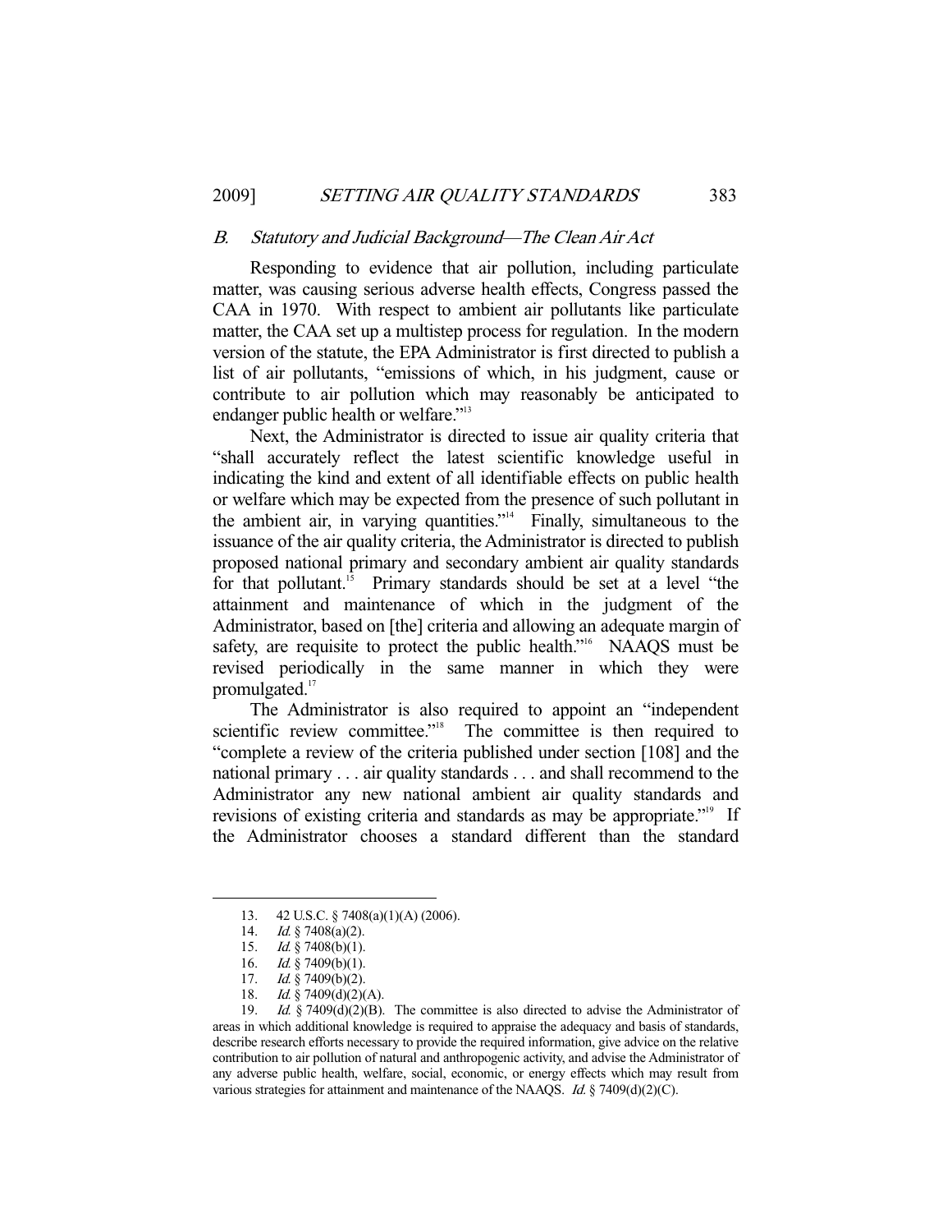### *B. Statutory and Judicial Background—The Clean Air Act*

Responding to evidence that air pollution, including particulate matter, was causing serious adverse health effects, Congress passed the CAA in 1970. With respect to ambient air pollutants like particulate matter, the CAA set up a multistep process for regulation. In the modern version of the statute, the EPA Administrator is first directed to publish a list of air pollutants, "emissions of which, in his judgment, cause or contribute to air pollution which may reasonably be anticipated to endanger public health or welfare."[13]

Next, the Administrator is directed to issue air quality criteria that "shall accurately reflect the latest scientific knowledge useful in indicating the kind and extent of all identifiable effects on public health or welfare which may be expected from the presence of such pollutant in the ambient air, in varying quantities."[14] Finally, simultaneous to the issuance of the air quality criteria, the Administrator is directed to publish proposed national primary and secondary ambient air quality standards for that pollutant.[15] Primary standards should be set at a level "the attainment and maintenance of which in the judgment of the Administrator, based on [the] criteria and allowing an adequate margin of safety, are requisite to protect the public health."[16] NAAQS must be revised periodically in the same manner in which they were promulgated.[17]

The Administrator is also required to appoint an "independent scientific review committee."[18] The committee is then required to "complete a review of the criteria published under section [108] and the national primary . . . air quality standards . . . and shall recommend to the Administrator any new national ambient air quality standards and revisions of existing criteria and standards as may be appropriate."[19] If the Administrator chooses a standard different than the standard

---

13. 42 U.S.C. § 7408(a)(1)(A) (2006).
14. *Id.* § 7408(a)(2).
15. *Id.* § 7408(b)(1).
16. *Id.* § 7409(b)(1).
17. *Id.* § 7409(b)(2).
18. *Id.* § 7409(d)(2)(A).
19. *Id.* § 7409(d)(2)(B). The committee is also directed to advise the Administrator of areas in which additional knowledge is required to appraise the adequacy and basis of standards, describe research efforts necessary to provide the required information, give advice on the relative contribution to air pollution of natural and anthropogenic activity, and advise the Administrator of any adverse public health, welfare, social, economic, or energy effects which may result from various strategies for attainment and maintenance of the NAAQS. *Id.* § 7409(d)(2)(C).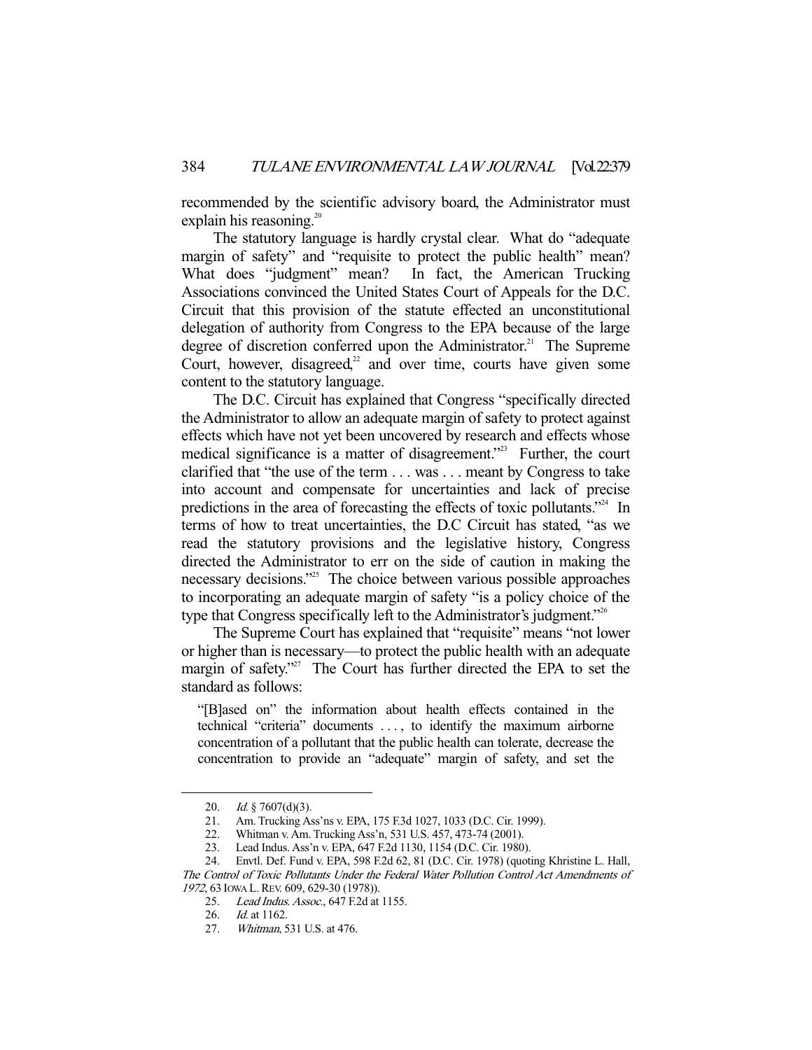recommended by the scientific advisory board, the Administrator must explain his reasoning.[20]

The statutory language is hardly crystal clear. What do "adequate margin of safety" and "requisite to protect the public health" mean? What does "judgment" mean? In fact, the American Trucking Associations convinced the United States Court of Appeals for the D.C. Circuit that this provision of the statute effected an unconstitutional delegation of authority from Congress to the EPA because of the large degree of discretion conferred upon the Administrator.[21] The Supreme Court, however, disagreed,[22] and over time, courts have given some content to the statutory language.

The D.C. Circuit has explained that Congress "specifically directed the Administrator to allow an adequate margin of safety to protect against effects which have not yet been uncovered by research and effects whose medical significance is a matter of disagreement."[23] Further, the court clarified that "the use of the term . . . was . . . meant by Congress to take into account and compensate for uncertainties and lack of precise predictions in the area of forecasting the effects of toxic pollutants."[24] In terms of how to treat uncertainties, the D.C Circuit has stated, "as we read the statutory provisions and the legislative history, Congress directed the Administrator to err on the side of caution in making the necessary decisions."[25] The choice between various possible approaches to incorporating an adequate margin of safety "is a policy choice of the type that Congress specifically left to the Administrator's judgment."[26]

The Supreme Court has explained that "requisite" means "not lower or higher than is necessary—to protect the public health with an adequate margin of safety."[27] The Court has further directed the EPA to set the standard as follows:

> "[B]ased on" the information about health effects contained in the technical "criteria" documents . . . , to identify the maximum airborne concentration of a pollutant that the public health can tolerate, decrease the concentration to provide an "adequate" margin of safety, and set the

---

20. *Id.* § 7607(d)(3).
21. Am. Trucking Ass'ns v. EPA, 175 F.3d 1027, 1033 (D.C. Cir. 1999).
22. Whitman v. Am. Trucking Ass'n, 531 U.S. 457, 473-74 (2001).
23. Lead Indus. Ass'n v. EPA, 647 F.2d 1130, 1154 (D.C. Cir. 1980).
24. Envtl. Def. Fund v. EPA, 598 F.2d 62, 81 (D.C. Cir. 1978) (quoting Khristine L. Hall, *The Control of Toxic Pollutants Under the Federal Water Pollution Control Act Amendments of 1972*, 63 IOWA L. REV. 609, 629-30 (1978)).
25. *Lead Indus. Assoc.*, 647 F.2d at 1155.
26. *Id.* at 1162.
27. *Whitman*, 531 U.S. at 476.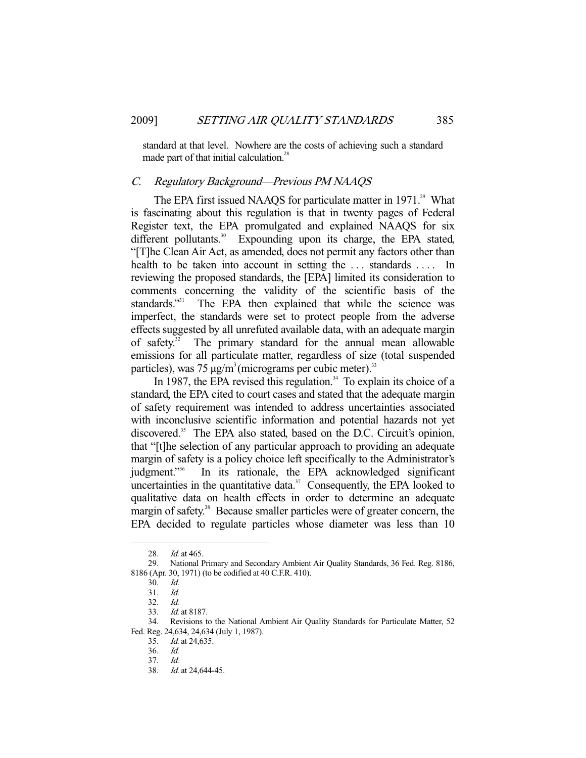standard at that level. Nowhere are the costs of achieving such a standard made part of that initial calculation.[28]

### C. *Regulatory Background—Previous PM NAAQS*

The EPA first issued NAAQS for particulate matter in 1971.[29] What is fascinating about this regulation is that in twenty pages of Federal Register text, the EPA promulgated and explained NAAQS for six different pollutants.[30] Expounding upon its charge, the EPA stated, "[T]he Clean Air Act, as amended, does not permit any factors other than health to be taken into account in setting the . . . standards . . . . In reviewing the proposed standards, the [EPA] limited its consideration to comments concerning the validity of the scientific basis of the standards."[31] The EPA then explained that while the science was imperfect, the standards were set to protect people from the adverse effects suggested by all unrefuted available data, with an adequate margin of safety.[32] The primary standard for the annual mean allowable emissions for all particulate matter, regardless of size (total suspended particles), was 75 $\mu g/m^3$ (micrograms per cubic meter).[33]

In 1987, the EPA revised this regulation.[34] To explain its choice of a standard, the EPA cited to court cases and stated that the adequate margin of safety requirement was intended to address uncertainties associated with inconclusive scientific information and potential hazards not yet discovered.[35] The EPA also stated, based on the D.C. Circuit's opinion, that "[t]he selection of any particular approach to providing an adequate margin of safety is a policy choice left specifically to the Administrator's judgment."[36] In its rationale, the EPA acknowledged significant uncertainties in the quantitative data.[37] Consequently, the EPA looked to qualitative data on health effects in order to determine an adequate margin of safety.[38] Because smaller particles were of greater concern, the EPA decided to regulate particles whose diameter was less than 10

---

28. *Id.* at 465.

29. National Primary and Secondary Ambient Air Quality Standards, 36 Fed. Reg. 8186, 8186 (Apr. 30, 1971) (to be codified at 40 C.F.R. 410).

30. *Id.*

31. *Id.*

32. *Id.*

33. *Id.* at 8187.

34. Revisions to the National Ambient Air Quality Standards for Particulate Matter, 52 Fed. Reg. 24,634, 24,634 (July 1, 1987).

35. *Id.* at 24,635.

36. *Id.*

37. *Id.*

38. *Id.* at 24,644-45.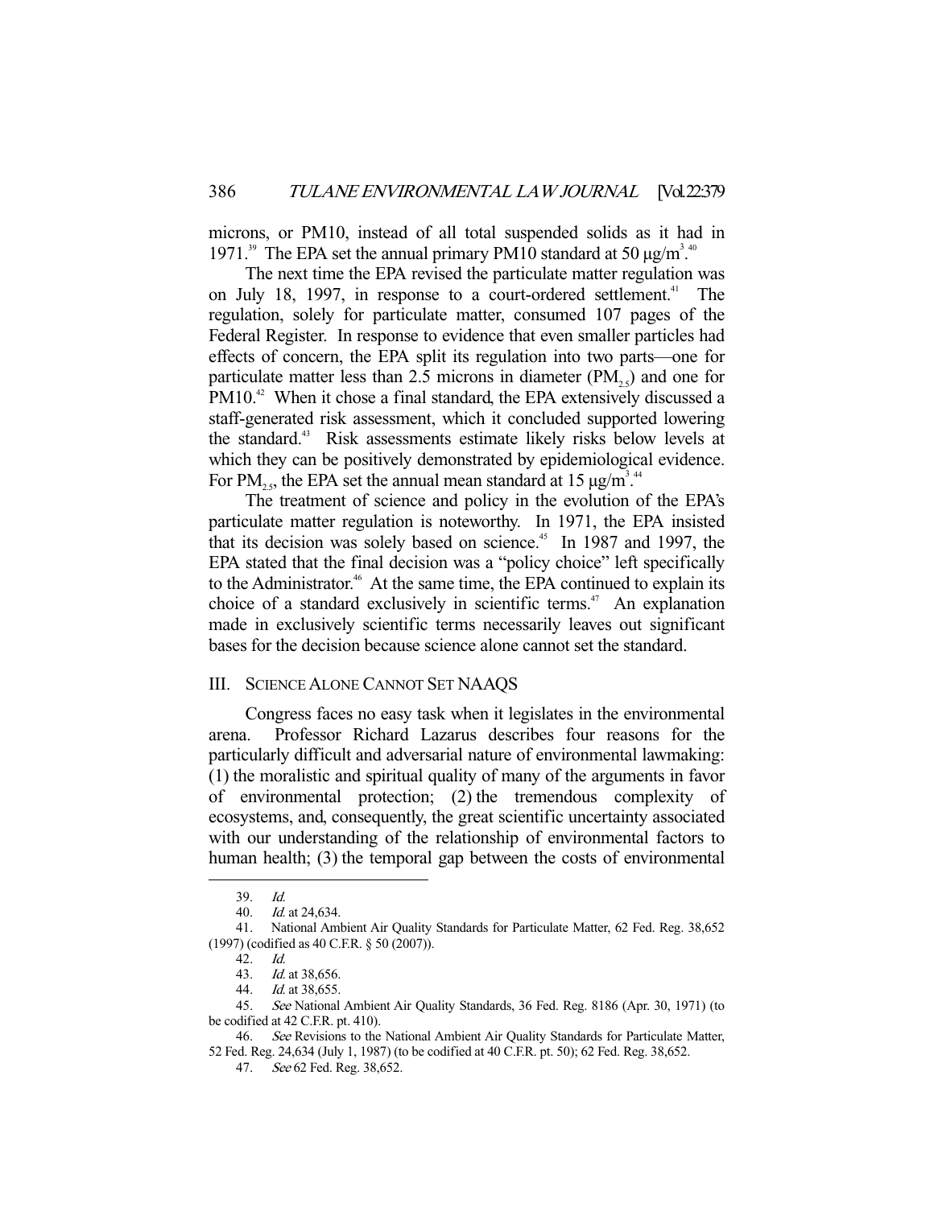microns, or PM10, instead of all total suspended solids as it had in 1971.[39] The EPA set the annual primary PM10 standard at 50 $\mu g/m^3$.[40]

The next time the EPA revised the particulate matter regulation was on July 18, 1997, in response to a court-ordered settlement.[41] The regulation, solely for particulate matter, consumed 107 pages of the Federal Register. In response to evidence that even smaller particles had effects of concern, the EPA split its regulation into two parts—one for particulate matter less than 2.5 microns in diameter ($PM_{2.5}$) and one for PM10.[42] When it chose a final standard, the EPA extensively discussed a staff-generated risk assessment, which it concluded supported lowering the standard.[43] Risk assessments estimate likely risks below levels at which they can be positively demonstrated by epidemiological evidence. For $PM_{2.5}$, the EPA set the annual mean standard at 15 $\mu g/m^3$.[44]

The treatment of science and policy in the evolution of the EPA's particulate matter regulation is noteworthy. In 1971, the EPA insisted that its decision was solely based on science.[45] In 1987 and 1997, the EPA stated that the final decision was a "policy choice" left specifically to the Administrator.[46] At the same time, the EPA continued to explain its choice of a standard exclusively in scientific terms.[47] An explanation made in exclusively scientific terms necessarily leaves out significant bases for the decision because science alone cannot set the standard.

## III. Science Alone Cannot Set NAAQS

Congress faces no easy task when it legislates in the environmental arena. Professor Richard Lazarus describes four reasons for the particularly difficult and adversarial nature of environmental lawmaking: (1) the moralistic and spiritual quality of many of the arguments in favor of environmental protection; (2) the tremendous complexity of ecosystems, and, consequently, the great scientific uncertainty associated with our understanding of the relationship of environmental factors to human health; (3) the temporal gap between the costs of environmental

---

39. *Id.*

40. *Id.* at 24,634.

41. National Ambient Air Quality Standards for Particulate Matter, 62 Fed. Reg. 38,652 (1997) (codified as 40 C.F.R. § 50 (2007)).

42. *Id.*

43. *Id.* at 38,656.

44. *Id.* at 38,655.

45. *See* National Ambient Air Quality Standards, 36 Fed. Reg. 8186 (Apr. 30, 1971) (to be codified at 42 C.F.R. pt. 410).

46. *See* Revisions to the National Ambient Air Quality Standards for Particulate Matter, 52 Fed. Reg. 24,634 (July 1, 1987) (to be codified at 40 C.F.R. pt. 50); 62 Fed. Reg. 38,652.

47. *See* 62 Fed. Reg. 38,652.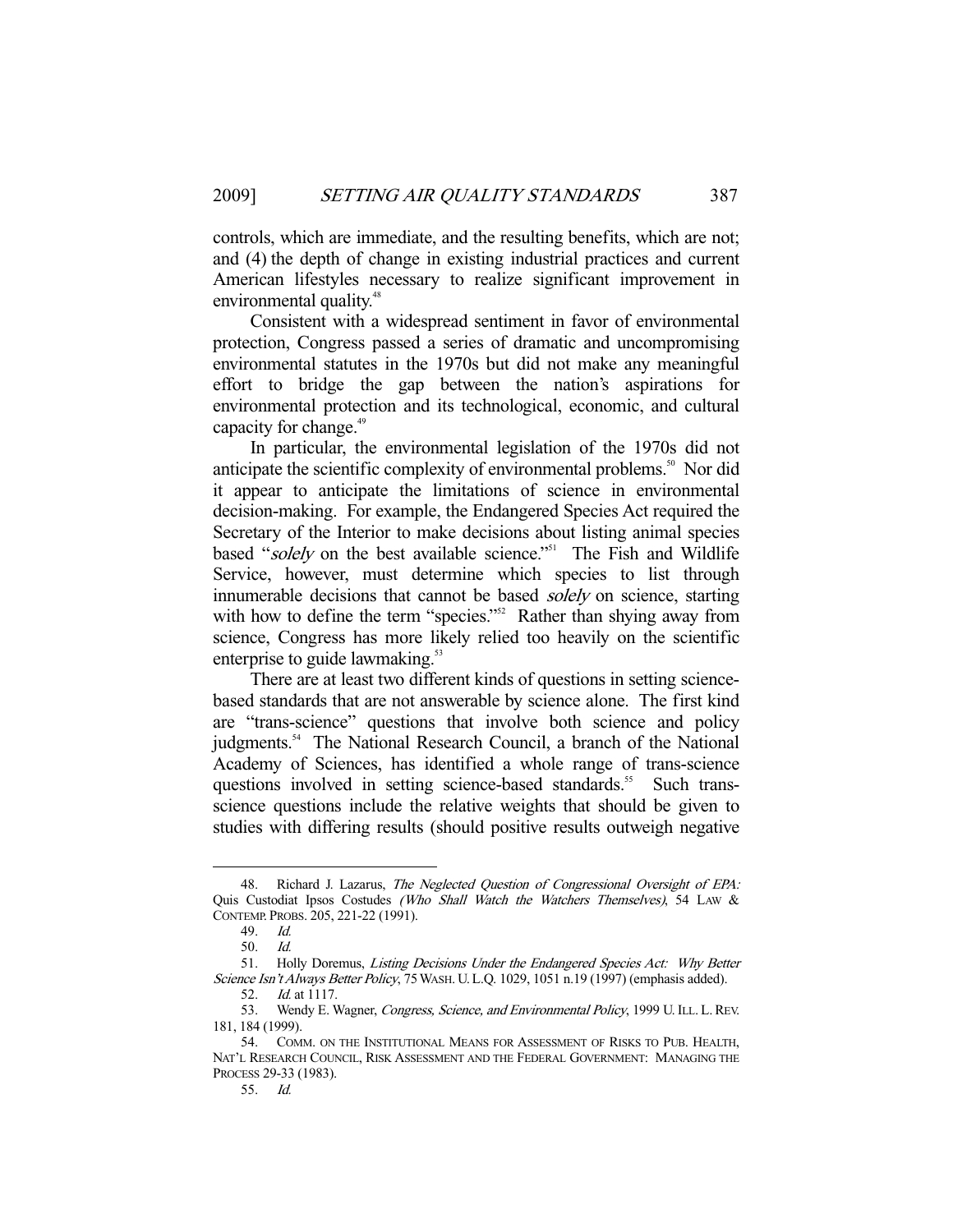controls, which are immediate, and the resulting benefits, which are not; and (4) the depth of change in existing industrial practices and current American lifestyles necessary to realize significant improvement in environmental quality.[48]

Consistent with a widespread sentiment in favor of environmental protection, Congress passed a series of dramatic and uncompromising environmental statutes in the 1970s but did not make any meaningful effort to bridge the gap between the nation's aspirations for environmental protection and its technological, economic, and cultural capacity for change.[49]

In particular, the environmental legislation of the 1970s did not anticipate the scientific complexity of environmental problems.[50] Nor did it appear to anticipate the limitations of science in environmental decision-making. For example, the Endangered Species Act required the Secretary of the Interior to make decisions about listing animal species based "*solely* on the best available science."[51] The Fish and Wildlife Service, however, must determine which species to list through innumerable decisions that cannot be based *solely* on science, starting with how to define the term "species."[52] Rather than shying away from science, Congress has more likely relied too heavily on the scientific enterprise to guide lawmaking.[53]

There are at least two different kinds of questions in setting science-based standards that are not answerable by science alone. The first kind are "trans-science" questions that involve both science and policy judgments.[54] The National Research Council, a branch of the National Academy of Sciences, has identified a whole range of trans-science questions involved in setting science-based standards.[55] Such trans-science questions include the relative weights that should be given to studies with differing results (should positive results outweigh negative

---

48. Richard J. Lazarus, *The Neglected Question of Congressional Oversight of EPA: Quis Custodiat Ipsos Custodes (Who Shall Watch the Watchers Themselves)*, 54 LAW & CONTEMP. PROBS. 205, 221-22 (1991).

49. *Id.*

50. *Id.*

51. Holly Doremus, *Listing Decisions Under the Endangered Species Act: Why Better Science Isn't Always Better Policy*, 75 WASH. U. L.Q. 1029, 1051 n.19 (1997) (emphasis added).

52. *Id.* at 1117.

53. Wendy E. Wagner, *Congress, Science, and Environmental Policy*, 1999 U. ILL. L. REV. 181, 184 (1999).

54. COMM. ON THE INSTITUTIONAL MEANS FOR ASSESSMENT OF RISKS TO PUB. HEALTH, NAT'L RESEARCH COUNCIL, RISK ASSESSMENT AND THE FEDERAL GOVERNMENT: MANAGING THE PROCESS 29-33 (1983).

55. *Id.*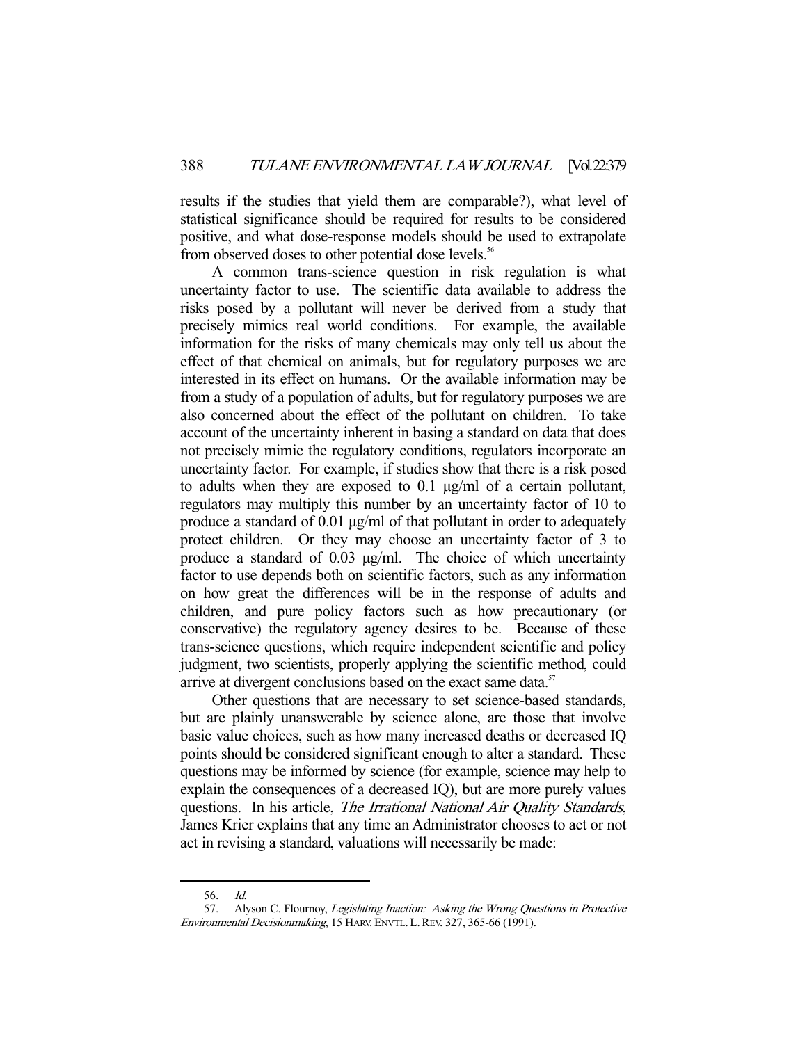results if the studies that yield them are comparable?), what level of statistical significance should be required for results to be considered positive, and what dose-response models should be used to extrapolate from observed doses to other potential dose levels.[56]

A common trans-science question in risk regulation is what uncertainty factor to use. The scientific data available to address the risks posed by a pollutant will never be derived from a study that precisely mimics real world conditions. For example, the available information for the risks of many chemicals may only tell us about the effect of that chemical on animals, but for regulatory purposes we are interested in its effect on humans. Or the available information may be from a study of a population of adults, but for regulatory purposes we are also concerned about the effect of the pollutant on children. To take account of the uncertainty inherent in basing a standard on data that does not precisely mimic the regulatory conditions, regulators incorporate an uncertainty factor. For example, if studies show that there is a risk posed to adults when they are exposed to 0.1 μg/ml of a certain pollutant, regulators may multiply this number by an uncertainty factor of 10 to produce a standard of 0.01 μg/ml of that pollutant in order to adequately protect children. Or they may choose an uncertainty factor of 3 to produce a standard of 0.03 μg/ml. The choice of which uncertainty factor to use depends both on scientific factors, such as any information on how great the differences will be in the response of adults and children, and pure policy factors such as how precautionary (or conservative) the regulatory agency desires to be. Because of these trans-science questions, which require independent scientific and policy judgment, two scientists, properly applying the scientific method, could arrive at divergent conclusions based on the exact same data.[57]

Other questions that are necessary to set science-based standards, but are plainly unanswerable by science alone, are those that involve basic value choices, such as how many increased deaths or decreased IQ points should be considered significant enough to alter a standard. These questions may be informed by science (for example, science may help to explain the consequences of a decreased IQ), but are more purely values questions. In his article, *The Irrational National Air Quality Standards*, James Krier explains that any time an Administrator chooses to act or not act in revising a standard, valuations will necessarily be made:

---

56. *Id.*

57. Alyson C. Flournoy, *Legislating Inaction: Asking the Wrong Questions in Protective Environmental Decisionmaking*, 15 HARV. ENVTL. L. REV. 327, 365-66 (1991).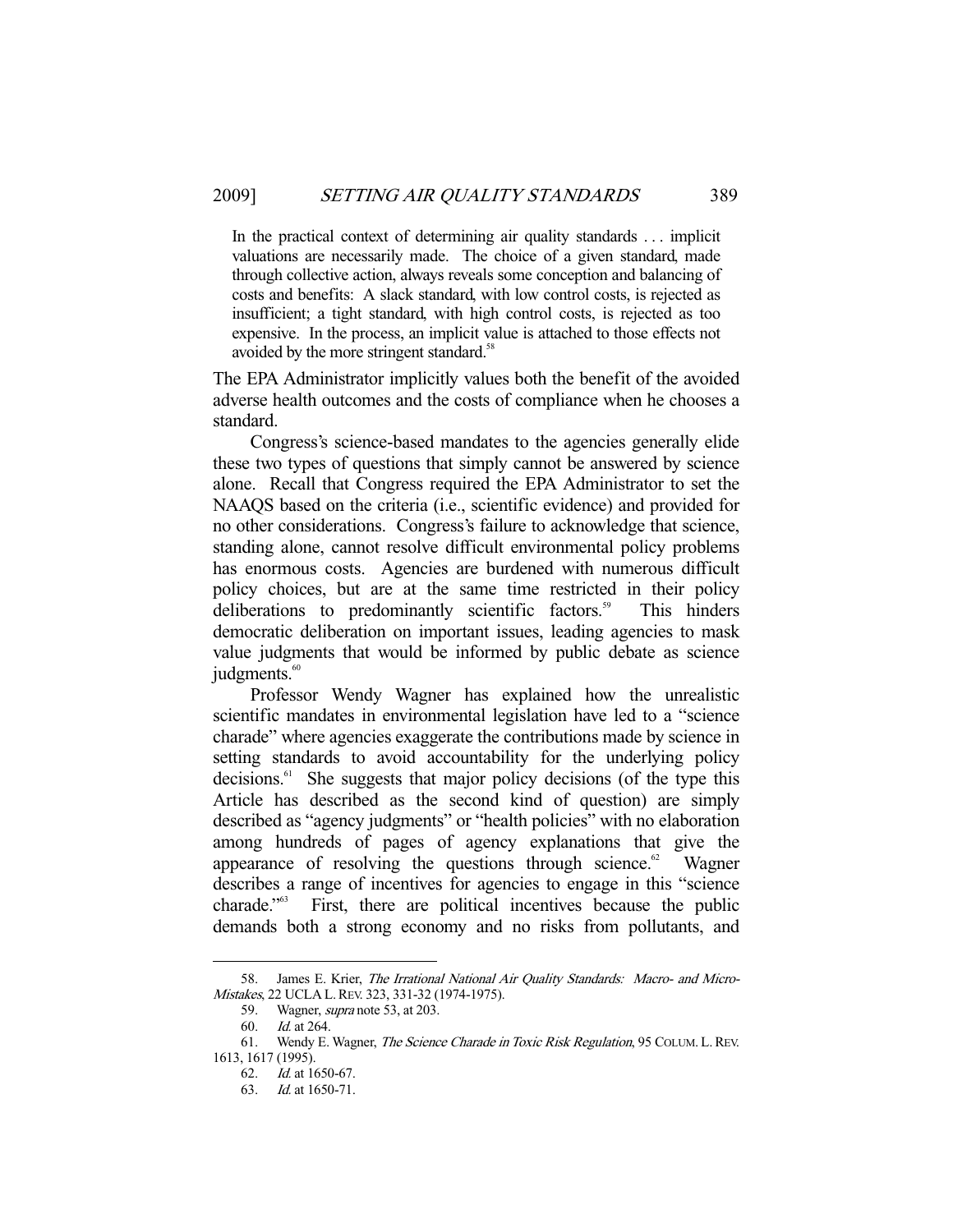> In the practical context of determining air quality standards . . . implicit valuations are necessarily made. The choice of a given standard, made through collective action, always reveals some conception and balancing of costs and benefits: A slack standard, with low control costs, is rejected as insufficient; a tight standard, with high control costs, is rejected as too expensive. In the process, an implicit value is attached to those effects not avoided by the more stringent standard.[58]

The EPA Administrator implicitly values both the benefit of the avoided adverse health outcomes and the costs of compliance when he chooses a standard.

Congress's science-based mandates to the agencies generally elide these two types of questions that simply cannot be answered by science alone. Recall that Congress required the EPA Administrator to set the NAAQS based on the criteria (i.e., scientific evidence) and provided for no other considerations. Congress's failure to acknowledge that science, standing alone, cannot resolve difficult environmental policy problems has enormous costs. Agencies are burdened with numerous difficult policy choices, but are at the same time restricted in their policy deliberations to predominantly scientific factors.[59] This hinders democratic deliberation on important issues, leading agencies to mask value judgments that would be informed by public debate as science judgments.[60]

Professor Wendy Wagner has explained how the unrealistic scientific mandates in environmental legislation have led to a "science charade" where agencies exaggerate the contributions made by science in setting standards to avoid accountability for the underlying policy decisions.[61] She suggests that major policy decisions (of the type this Article has described as the second kind of question) are simply described as "agency judgments" or "health policies" with no elaboration among hundreds of pages of agency explanations that give the appearance of resolving the questions through science.[62] Wagner describes a range of incentives for agencies to engage in this "science charade."[63] First, there are political incentives because the public demands both a strong economy and no risks from pollutants, and

---

58. James E. Krier, *The Irrational National Air Quality Standards: Macro- and Micro-Mistakes*, 22 UCLA L. REV. 323, 331-32 (1974-1975).

59. Wagner, *supra* note 53, at 203.

60. *Id.* at 264.

61. Wendy E. Wagner, *The Science Charade in Toxic Risk Regulation*, 95 COLUM. L. REV. 1613, 1617 (1995).

62. *Id.* at 1650-67.

63. *Id.* at 1650-71.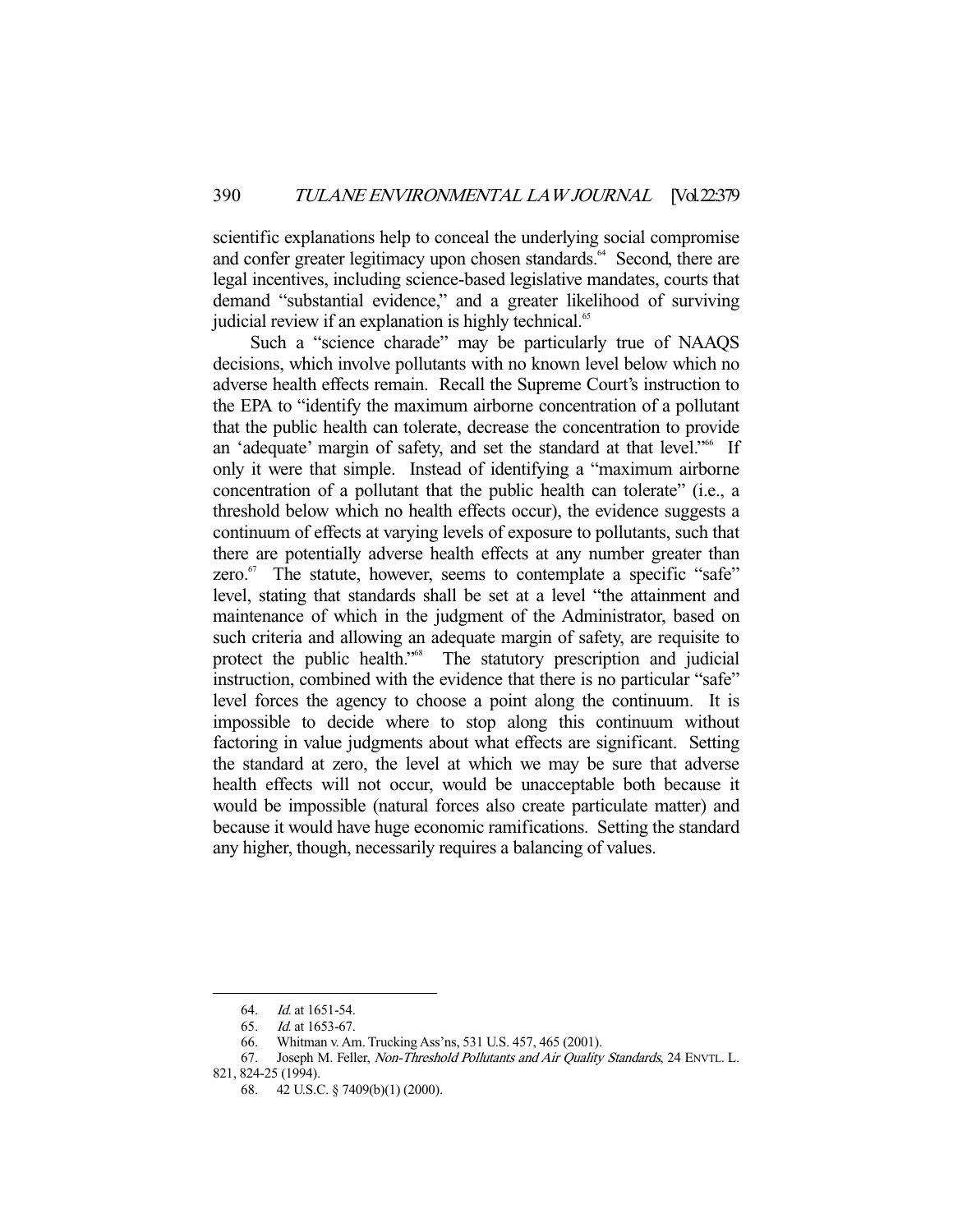scientific explanations help to conceal the underlying social compromise and confer greater legitimacy upon chosen standards.[64] Second, there are legal incentives, including science-based legislative mandates, courts that demand "substantial evidence," and a greater likelihood of surviving judicial review if an explanation is highly technical.[65]

Such a "science charade" may be particularly true of NAAQS decisions, which involve pollutants with no known level below which no adverse health effects remain. Recall the Supreme Court's instruction to the EPA to "identify the maximum airborne concentration of a pollutant that the public health can tolerate, decrease the concentration to provide an 'adequate' margin of safety, and set the standard at that level."[66] If only it were that simple. Instead of identifying a "maximum airborne concentration of a pollutant that the public health can tolerate" (i.e., a threshold below which no health effects occur), the evidence suggests a continuum of effects at varying levels of exposure to pollutants, such that there are potentially adverse health effects at any number greater than zero.[67] The statute, however, seems to contemplate a specific "safe" level, stating that standards shall be set at a level "the attainment and maintenance of which in the judgment of the Administrator, based on such criteria and allowing an adequate margin of safety, are requisite to protect the public health."[68] The statutory prescription and judicial instruction, combined with the evidence that there is no particular "safe" level forces the agency to choose a point along the continuum. It is impossible to decide where to stop along this continuum without factoring in value judgments about what effects are significant. Setting the standard at zero, the level at which we may be sure that adverse health effects will not occur, would be unacceptable both because it would be impossible (natural forces also create particulate matter) and because it would have huge economic ramifications. Setting the standard any higher, though, necessarily requires a balancing of values.

---

64. *Id.* at 1651-54.

65. *Id.* at 1653-67.

66. Whitman v. Am. Trucking Ass'ns, 531 U.S. 457, 465 (2001).

67. Joseph M. Feller, *Non-Threshold Pollutants and Air Quality Standards*, 24 ENVTL. L. 821, 824-25 (1994).

68. 42 U.S.C. § 7409(b)(1) (2000).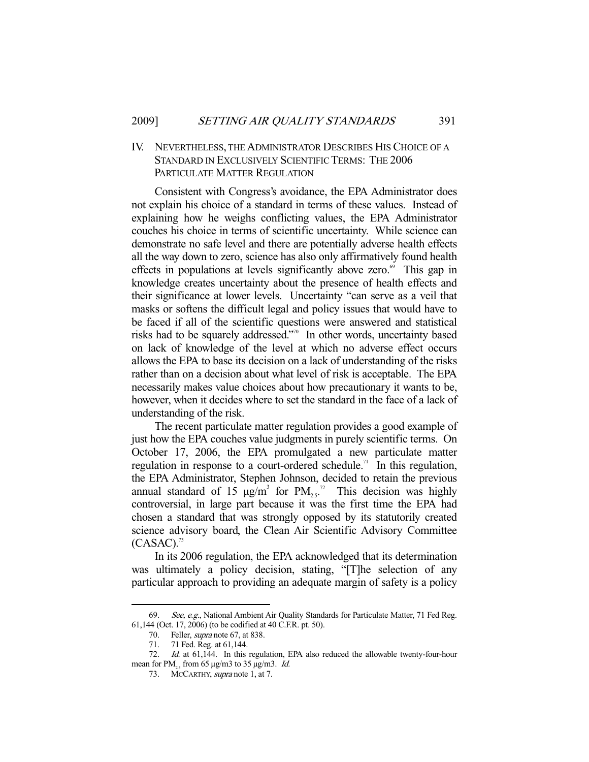## IV. NEVERTHELESS, THE ADMINISTRATOR DESCRIBES HIS CHOICE OF A STANDARD IN EXCLUSIVELY SCIENTIFIC TERMS: THE 2006 PARTICULATE MATTER REGULATION

Consistent with Congress's avoidance, the EPA Administrator does not explain his choice of a standard in terms of these values. Instead of explaining how he weighs conflicting values, the EPA Administrator couches his choice in terms of scientific uncertainty. While science can demonstrate no safe level and there are potentially adverse health effects all the way down to zero, science has also only affirmatively found health effects in populations at levels significantly above zero.[69] This gap in knowledge creates uncertainty about the presence of health effects and their significance at lower levels. Uncertainty "can serve as a veil that masks or softens the difficult legal and policy issues that would have to be faced if all of the scientific questions were answered and statistical risks had to be squarely addressed."[70] In other words, uncertainty based on lack of knowledge of the level at which no adverse effect occurs allows the EPA to base its decision on a lack of understanding of the risks rather than on a decision about what level of risk is acceptable. The EPA necessarily makes value choices about how precautionary it wants to be, however, when it decides where to set the standard in the face of a lack of understanding of the risk.

The recent particulate matter regulation provides a good example of just how the EPA couches value judgments in purely scientific terms. On October 17, 2006, the EPA promulgated a new particulate matter regulation in response to a court-ordered schedule.[71] In this regulation, the EPA Administrator, Stephen Johnson, decided to retain the previous annual standard of 15 μg/m$^3$ for $PM_{2.5}$.[72] This decision was highly controversial, in large part because it was the first time the EPA had chosen a standard that was strongly opposed by its statutorily created science advisory board, the Clean Air Scientific Advisory Committee (CASAC).[73]

In its 2006 regulation, the EPA acknowledged that its determination was ultimately a policy decision, stating, "[T]he selection of any particular approach to providing an adequate margin of safety is a policy

---

69. *See, e.g.*, National Ambient Air Quality Standards for Particulate Matter, 71 Fed Reg. 61,144 (Oct. 17, 2006) (to be codified at 40 C.F.R. pt. 50).

70. Feller, *supra* note 67, at 838.

71. 71 Fed. Reg. at 61,144.

72. *Id.* at 61,144. In this regulation, EPA also reduced the allowable twenty-four-hour mean for $PM_{2.5}$ from 65 μg/m3 to 35 μg/m3. *Id.*

73. MCCARTHY, *supra* note 1, at 7.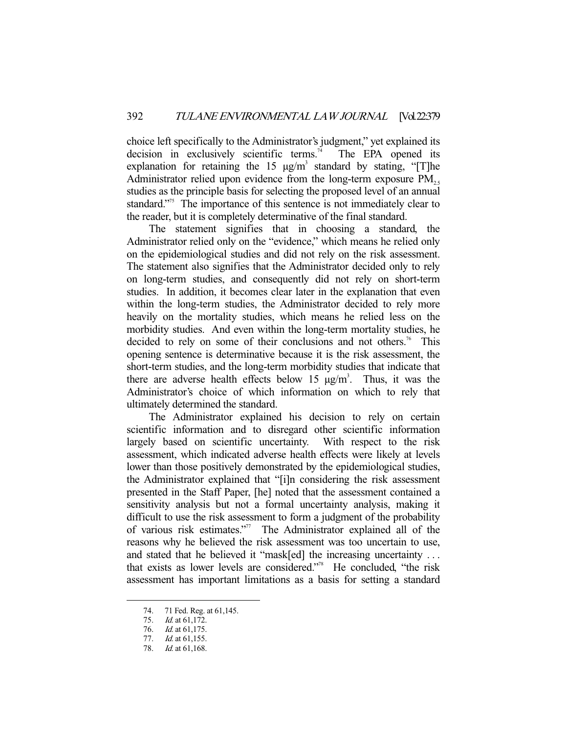choice left specifically to the Administrator's judgment," yet explained its decision in exclusively scientific terms.[74] The EPA opened its explanation for retaining the 15 μg/m$^3$ standard by stating, "[T]he Administrator relied upon evidence from the long-term exposure $PM_{2.5}$ studies as the principle basis for selecting the proposed level of an annual standard."[75] The importance of this sentence is not immediately clear to the reader, but it is completely determinative of the final standard.

The statement signifies that in choosing a standard, the Administrator relied only on the "evidence," which means he relied only on the epidemiological studies and did not rely on the risk assessment. The statement also signifies that the Administrator decided only to rely on long-term studies, and consequently did not rely on short-term studies. In addition, it becomes clear later in the explanation that even within the long-term studies, the Administrator decided to rely more heavily on the mortality studies, which means he relied less on the morbidity studies. And even within the long-term mortality studies, he decided to rely on some of their conclusions and not others.[76] This opening sentence is determinative because it is the risk assessment, the short-term studies, and the long-term morbidity studies that indicate that there are adverse health effects below 15 μg/m$^3$. Thus, it was the Administrator's choice of which information on which to rely that ultimately determined the standard.

The Administrator explained his decision to rely on certain scientific information and to disregard other scientific information largely based on scientific uncertainty. With respect to the risk assessment, which indicated adverse health effects were likely at levels lower than those positively demonstrated by the epidemiological studies, the Administrator explained that "[i]n considering the risk assessment presented in the Staff Paper, [he] noted that the assessment contained a sensitivity analysis but not a formal uncertainty analysis, making it difficult to use the risk assessment to form a judgment of the probability of various risk estimates."[77] The Administrator explained all of the reasons why he believed the risk assessment was too uncertain to use, and stated that he believed it "mask[ed] the increasing uncertainty . . . that exists as lower levels are considered."[78] He concluded, "the risk assessment has important limitations as a basis for setting a standard

---

74. 71 Fed. Reg. at 61,145.
75. *Id.* at 61,172.
76. *Id.* at 61,175.
77. *Id.* at 61,155.
78. *Id.* at 61,168.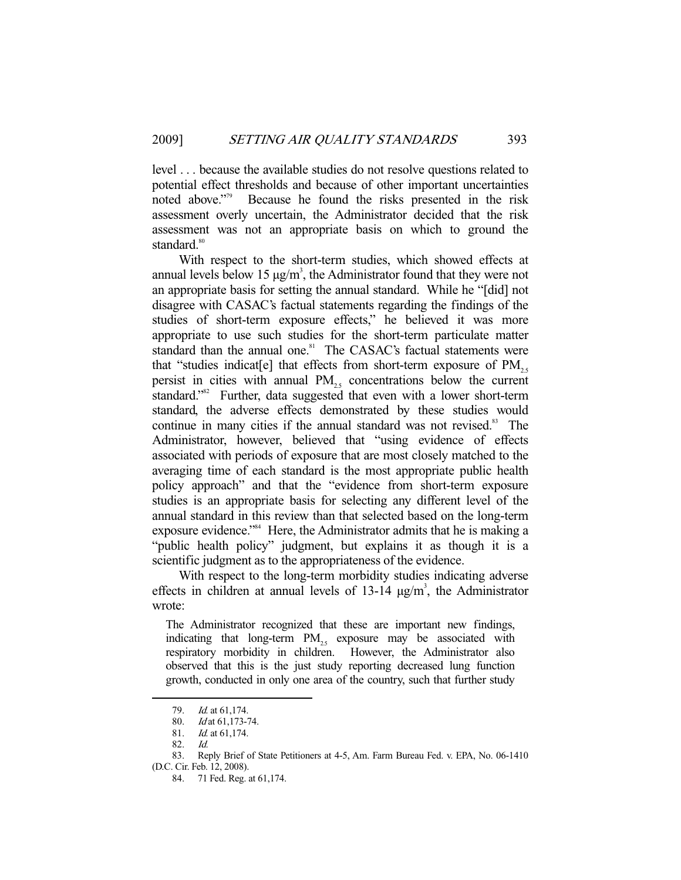level . . . because the available studies do not resolve questions related to potential effect thresholds and because of other important uncertainties noted above."[79] Because he found the risks presented in the risk assessment overly uncertain, the Administrator decided that the risk assessment was not an appropriate basis on which to ground the standard.[80]

With respect to the short-term studies, which showed effects at annual levels below 15 μg/m$^3$, the Administrator found that they were not an appropriate basis for setting the annual standard. While he "[did] not disagree with CASAC's factual statements regarding the findings of the studies of short-term exposure effects," he believed it was more appropriate to use such studies for the short-term particulate matter standard than the annual one.[81] The CASAC's factual statements were that "studies indicat[e] that effects from short-term exposure of $PM_{2.5}$ persist in cities with annual $PM_{2.5}$ concentrations below the current standard."[82] Further, data suggested that even with a lower short-term standard, the adverse effects demonstrated by these studies would continue in many cities if the annual standard was not revised.[83] The Administrator, however, believed that "using evidence of effects associated with periods of exposure that are most closely matched to the averaging time of each standard is the most appropriate public health policy approach" and that the "evidence from short-term exposure studies is an appropriate basis for selecting any different level of the annual standard in this review than that selected based on the long-term exposure evidence."[84] Here, the Administrator admits that he is making a "public health policy" judgment, but explains it as though it is a scientific judgment as to the appropriateness of the evidence.

With respect to the long-term morbidity studies indicating adverse effects in children at annual levels of 13-14 μg/m$^3$, the Administrator wrote:

> The Administrator recognized that these are important new findings, indicating that long-term $PM_{2.5}$ exposure may be associated with respiratory morbidity in children. However, the Administrator also observed that this is the just study reporting decreased lung function growth, conducted in only one area of the country, such that further study

---

79. *Id.* at 61,174.

80. *Id* at 61,173-74.

81. *Id.* at 61,174.

82. *Id.*

83. Reply Brief of State Petitioners at 4-5, Am. Farm Bureau Fed. v. EPA, No. 06-1410 (D.C. Cir. Feb. 12, 2008).

84. 71 Fed. Reg. at 61,174.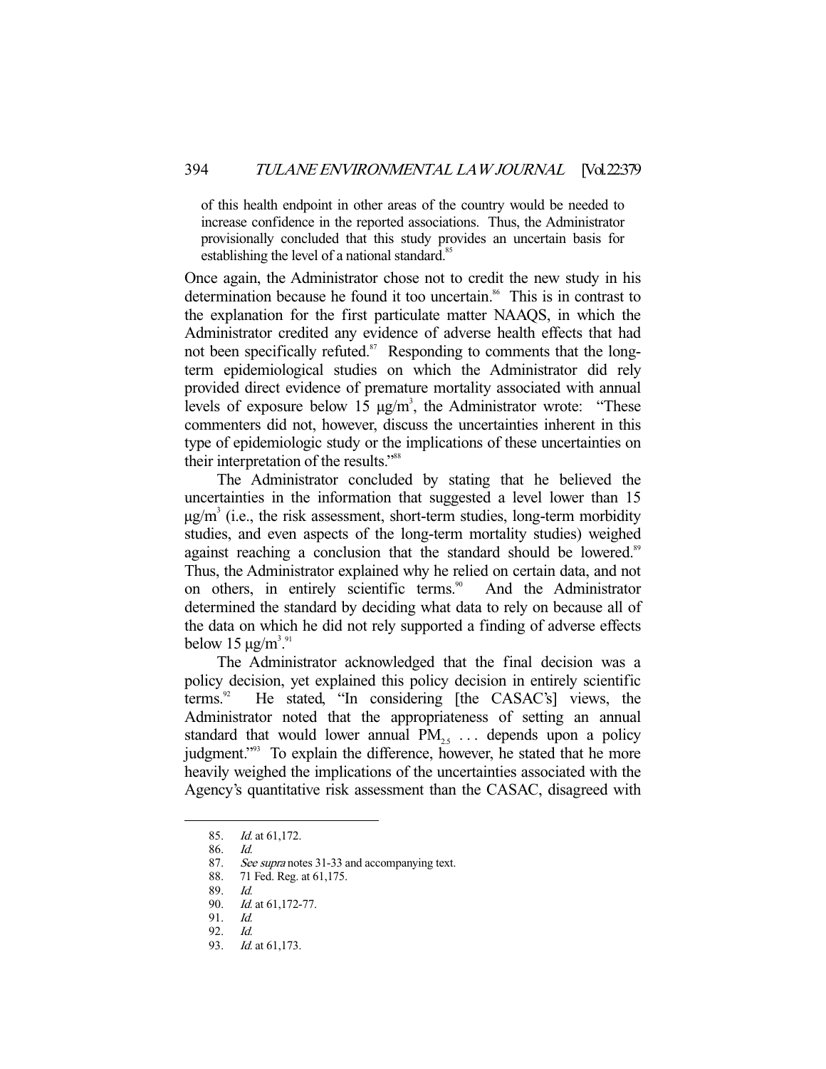> of this health endpoint in other areas of the country would be needed to increase confidence in the reported associations. Thus, the Administrator provisionally concluded that this study provides an uncertain basis for establishing the level of a national standard.[85]

Once again, the Administrator chose not to credit the new study in his determination because he found it too uncertain.[86] This is in contrast to the explanation for the first particulate matter NAAQS, in which the Administrator credited any evidence of adverse health effects that had not been specifically refuted.[87] Responding to comments that the long-term epidemiological studies on which the Administrator did rely provided direct evidence of premature mortality associated with annual levels of exposure below 15 $\mu g/m^3$, the Administrator wrote: "These commenters did not, however, discuss the uncertainties inherent in this type of epidemiologic study or the implications of these uncertainties on their interpretation of the results."[88]

The Administrator concluded by stating that he believed the uncertainties in the information that suggested a level lower than 15 $\mu g/m^3$ (i.e., the risk assessment, short-term studies, long-term morbidity studies, and even aspects of the long-term mortality studies) weighed against reaching a conclusion that the standard should be lowered.[89] Thus, the Administrator explained why he relied on certain data, and not on others, in entirely scientific terms.[90] And the Administrator determined the standard by deciding what data to rely on because all of the data on which he did not rely supported a finding of adverse effects below 15 $\mu g/m^3$.[91]

The Administrator acknowledged that the final decision was a policy decision, yet explained this policy decision in entirely scientific terms.[92] He stated, "In considering [the CASAC's] views, the Administrator noted that the appropriateness of setting an annual standard that would lower annual $PM_{2.5}$ . . . depends upon a policy judgment."[93] To explain the difference, however, he stated that he more heavily weighed the implications of the uncertainties associated with the Agency's quantitative risk assessment than the CASAC, disagreed with

---

85. *Id.* at 61,172.
86. *Id.*
87. *See supra* notes 31-33 and accompanying text.
88. 71 Fed. Reg. at 61,175.
89. *Id.*
90. *Id.* at 61,172-77.
91. *Id.*
92. *Id.*
93. *Id.* at 61,173.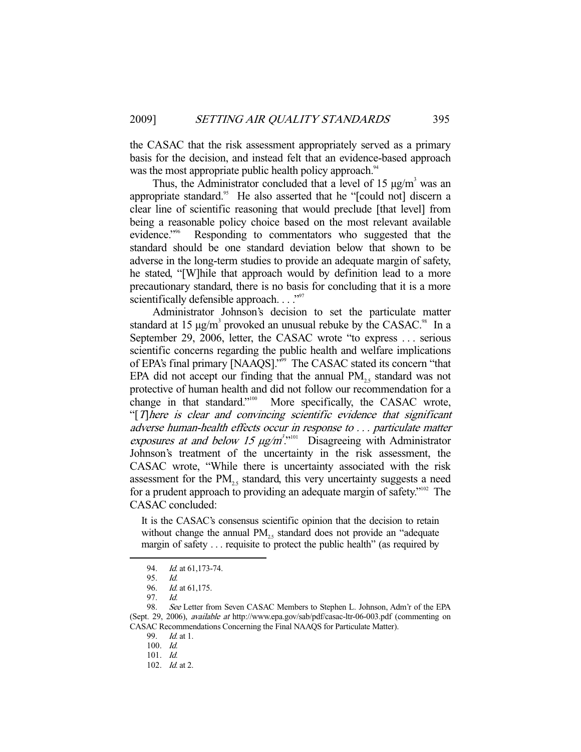the CASAC that the risk assessment appropriately served as a primary basis for the decision, and instead felt that an evidence-based approach was the most appropriate public health policy approach.[94]

Thus, the Administrator concluded that a level of 15 μg/m$^3$ was an appropriate standard.[95] He also asserted that he "[could not] discern a clear line of scientific reasoning that would preclude [that level] from being a reasonable policy choice based on the most relevant available evidence."[96] Responding to commentators who suggested that the standard should be one standard deviation below that shown to be adverse in the long-term studies to provide an adequate margin of safety, he stated, "[W]hile that approach would by definition lead to a more precautionary standard, there is no basis for concluding that it is a more scientifically defensible approach. . . ."[97]

Administrator Johnson's decision to set the particulate matter standard at 15 μg/m$^3$ provoked an unusual rebuke by the CASAC.[98] In a September 29, 2006, letter, the CASAC wrote "to express . . . serious scientific concerns regarding the public health and welfare implications of EPA's final primary [NAAQS]."[99] The CASAC stated its concern "that EPA did not accept our finding that the annual $PM_{2.5}$ standard was not protective of human health and did not follow our recommendation for a change in that standard."[100] More specifically, the CASAC wrote, "[*T*]*here is clear and convincing scientific evidence that significant adverse human-health effects occur in response to . . . particulate matter exposures at and below 15 μg/m*$^3$."[101] Disagreeing with Administrator Johnson's treatment of the uncertainty in the risk assessment, the CASAC wrote, "While there is uncertainty associated with the risk assessment for the $PM_{2.5}$ standard, this very uncertainty suggests a need for a prudent approach to providing an adequate margin of safety."[102] The CASAC concluded:

> It is the CASAC's consensus scientific opinion that the decision to retain without change the annual $PM_{2.5}$ standard does not provide an "adequate margin of safety . . . requisite to protect the public health" (as required by

---

94. *Id.* at 61,173-74.

95. *Id.*

96. *Id.* at 61,175.

97. *Id.*

98. *See* Letter from Seven CASAC Members to Stephen L. Johnson, Adm'r of the EPA (Sept. 29, 2006), *available at* http://www.epa.gov/sab/pdf/casac-ltr-06-003.pdf (commenting on CASAC Recommendations Concerning the Final NAAQS for Particulate Matter).

99. *Id.* at 1.

100. *Id.*

101. *Id.*

102. *Id.* at 2.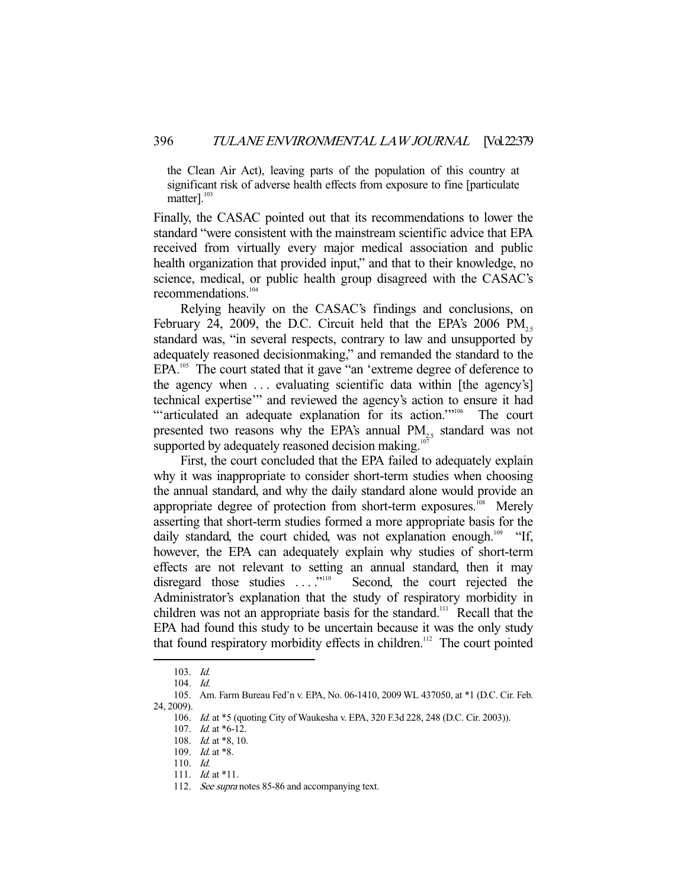> the Clean Air Act), leaving parts of the population of this country at significant risk of adverse health effects from exposure to fine [particulate matter].[103]

Finally, the CASAC pointed out that its recommendations to lower the standard "were consistent with the mainstream scientific advice that EPA received from virtually every major medical association and public health organization that provided input," and that to their knowledge, no science, medical, or public health group disagreed with the CASAC's recommendations.[104]

Relying heavily on the CASAC's findings and conclusions, on February 24, 2009, the D.C. Circuit held that the EPA's 2006 $PM_{2.5}$ standard was, "in several respects, contrary to law and unsupported by adequately reasoned decisionmaking," and remanded the standard to the EPA.[105] The court stated that it gave "an 'extreme degree of deference to the agency when . . . evaluating scientific data within [the agency's] technical expertise'" and reviewed the agency's action to ensure it had "'articulated an adequate explanation for its action.'"[106] The court presented two reasons why the EPA's annual $PM_{2.5}$ standard was not supported by adequately reasoned decision making.[107]

First, the court concluded that the EPA failed to adequately explain why it was inappropriate to consider short-term studies when choosing the annual standard, and why the daily standard alone would provide an appropriate degree of protection from short-term exposures.[108] Merely asserting that short-term studies formed a more appropriate basis for the daily standard, the court chided, was not explanation enough.[109] "If, however, the EPA can adequately explain why studies of short-term effects are not relevant to setting an annual standard, then it may disregard those studies . . . ."[110] Second, the court rejected the Administrator's explanation that the study of respiratory morbidity in children was not an appropriate basis for the standard.[111] Recall that the EPA had found this study to be uncertain because it was the only study that found respiratory morbidity effects in children.[112] The court pointed

---

103. *Id.*

104. *Id.*

105. Am. Farm Bureau Fed'n v. EPA, No. 06-1410, 2009 WL 437050, at *1 (D.C. Cir. Feb. 24, 2009).

106. *Id.* at *5 (quoting City of Waukesha v. EPA, 320 F.3d 228, 248 (D.C. Cir. 2003)).

107. *Id.* at *6-12.

108. *Id.* at *8, 10.

109. *Id.* at *8.

110. *Id.*

111. *Id.* at *11.

112. *See supra* notes 85-86 and accompanying text.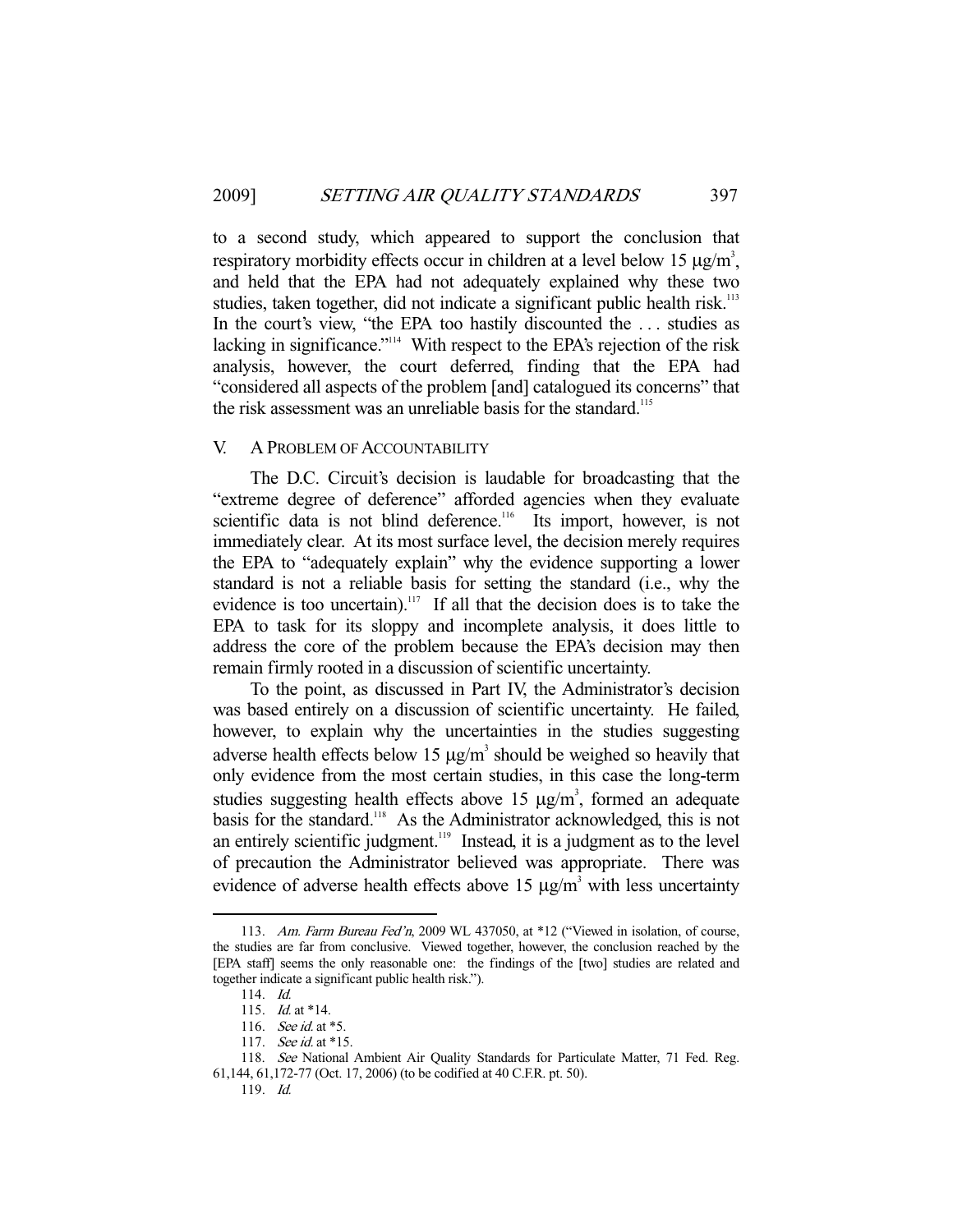to a second study, which appeared to support the conclusion that respiratory morbidity effects occur in children at a level below 15 $\mu g/m^3$, and held that the EPA had not adequately explained why these two studies, taken together, did not indicate a significant public health risk.[113] In the court's view, "the EPA too hastily discounted the . . . studies as lacking in significance."[114] With respect to the EPA's rejection of the risk analysis, however, the court deferred, finding that the EPA had "considered all aspects of the problem [and] catalogued its concerns" that the risk assessment was an unreliable basis for the standard.[115]

## V. A PROBLEM OF ACCOUNTABILITY

The D.C. Circuit's decision is laudable for broadcasting that the "extreme degree of deference" afforded agencies when they evaluate scientific data is not blind deference.[116] Its import, however, is not immediately clear. At its most surface level, the decision merely requires the EPA to "adequately explain" why the evidence supporting a lower standard is not a reliable basis for setting the standard (i.e., why the evidence is too uncertain).[117] If all that the decision does is to take the EPA to task for its sloppy and incomplete analysis, it does little to address the core of the problem because the EPA's decision may then remain firmly rooted in a discussion of scientific uncertainty.

To the point, as discussed in Part IV, the Administrator's decision was based entirely on a discussion of scientific uncertainty. He failed, however, to explain why the uncertainties in the studies suggesting adverse health effects below 15 $\mu g/m^3$ should be weighed so heavily that only evidence from the most certain studies, in this case the long-term studies suggesting health effects above 15 $\mu g/m^3$, formed an adequate basis for the standard.[118] As the Administrator acknowledged, this is not an entirely scientific judgment.[119] Instead, it is a judgment as to the level of precaution the Administrator believed was appropriate. There was evidence of adverse health effects above 15 $\mu g/m^3$ with less uncertainty

---

113. *Am. Farm Bureau Fed'n*, 2009 WL 437050, at *12 ("Viewed in isolation, of course, the studies are far from conclusive. Viewed together, however, the conclusion reached by the [EPA staff] seems the only reasonable one: the findings of the [two] studies are related and together indicate a significant public health risk.").

114. *Id.*

115. *Id.* at *14.

116. *See id.* at *5.

117. *See id.* at *15.

118. *See* National Ambient Air Quality Standards for Particulate Matter, 71 Fed. Reg. 61,144, 61,172-77 (Oct. 17, 2006) (to be codified at 40 C.F.R. pt. 50).

119. *Id.*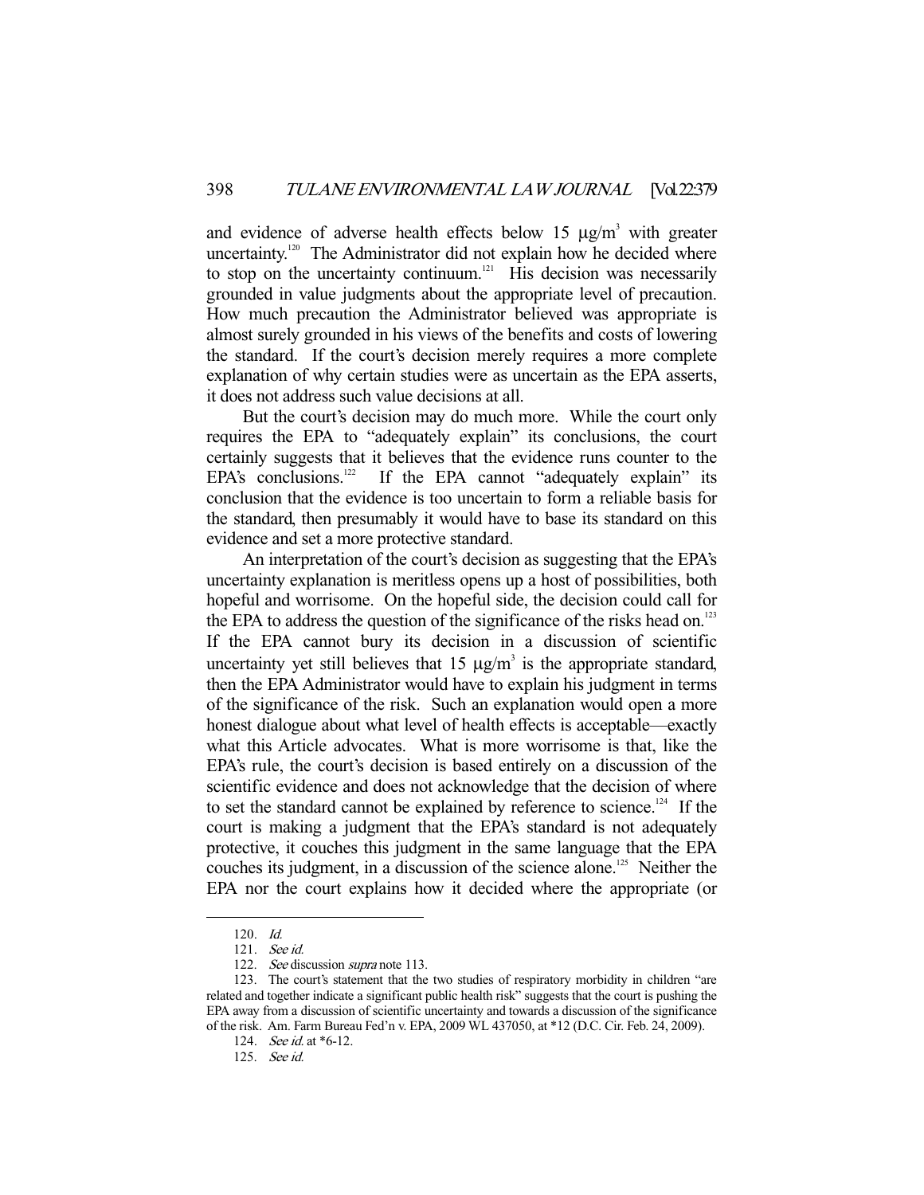and evidence of adverse health effects below 15 $\mu g/m^3$ with greater uncertainty.[120] The Administrator did not explain how he decided where to stop on the uncertainty continuum.[121] His decision was necessarily grounded in value judgments about the appropriate level of precaution. How much precaution the Administrator believed was appropriate is almost surely grounded in his views of the benefits and costs of lowering the standard. If the court's decision merely requires a more complete explanation of why certain studies were as uncertain as the EPA asserts, it does not address such value decisions at all.

But the court's decision may do much more. While the court only requires the EPA to "adequately explain" its conclusions, the court certainly suggests that it believes that the evidence runs counter to the EPA's conclusions.[122] If the EPA cannot "adequately explain" its conclusion that the evidence is too uncertain to form a reliable basis for the standard, then presumably it would have to base its standard on this evidence and set a more protective standard.

An interpretation of the court's decision as suggesting that the EPA's uncertainty explanation is meritless opens up a host of possibilities, both hopeful and worrisome. On the hopeful side, the decision could call for the EPA to address the question of the significance of the risks head on.[123] If the EPA cannot bury its decision in a discussion of scientific uncertainty yet still believes that 15 $\mu g/m^3$ is the appropriate standard, then the EPA Administrator would have to explain his judgment in terms of the significance of the risk. Such an explanation would open a more honest dialogue about what level of health effects is acceptable—exactly what this Article advocates. What is more worrisome is that, like the EPA's rule, the court's decision is based entirely on a discussion of the scientific evidence and does not acknowledge that the decision of where to set the standard cannot be explained by reference to science.[124] If the court is making a judgment that the EPA's standard is not adequately protective, it couches this judgment in the same language that the EPA couches its judgment, in a discussion of the science alone.[125] Neither the EPA nor the court explains how it decided where the appropriate (or

---

120. *Id.*

121. *See id.*

122. *See* discussion *supra* note 113.

123. The court's statement that the two studies of respiratory morbidity in children "are related and together indicate a significant public health risk" suggests that the court is pushing the EPA away from a discussion of scientific uncertainty and towards a discussion of the significance of the risk. Am. Farm Bureau Fed'n v. EPA, 2009 WL 437050, at *12 (D.C. Cir. Feb. 24, 2009).

124. *See id.* at *6-12.

125. *See id.*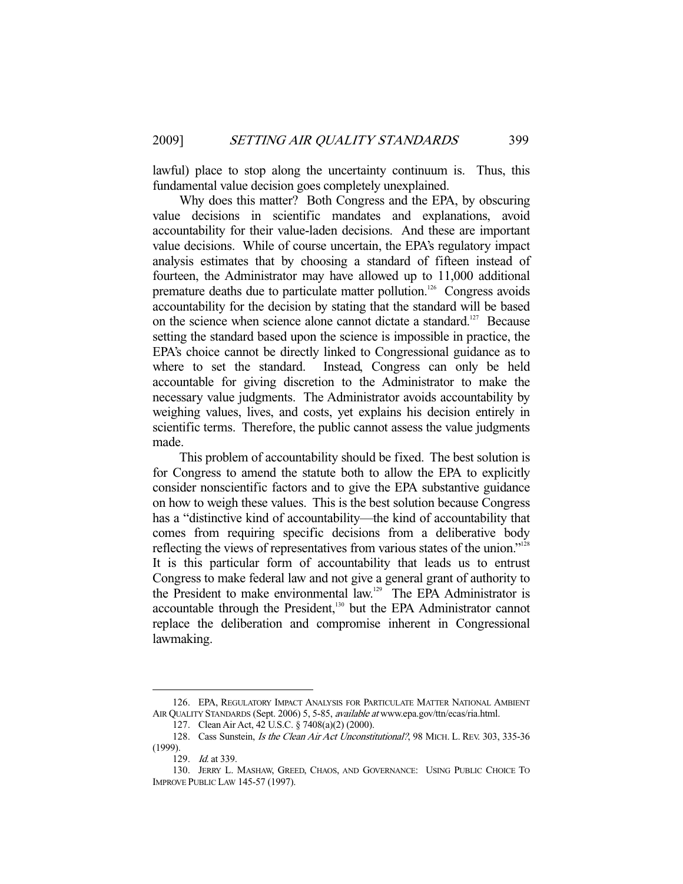lawful) place to stop along the uncertainty continuum is. Thus, this fundamental value decision goes completely unexplained.

Why does this matter? Both Congress and the EPA, by obscuring value decisions in scientific mandates and explanations, avoid accountability for their value-laden decisions. And these are important value decisions. While of course uncertain, the EPA's regulatory impact analysis estimates that by choosing a standard of fifteen instead of fourteen, the Administrator may have allowed up to 11,000 additional premature deaths due to particulate matter pollution.[126] Congress avoids accountability for the decision by stating that the standard will be based on the science when science alone cannot dictate a standard.[127] Because setting the standard based upon the science is impossible in practice, the EPA's choice cannot be directly linked to Congressional guidance as to where to set the standard. Instead, Congress can only be held accountable for giving discretion to the Administrator to make the necessary value judgments. The Administrator avoids accountability by weighing values, lives, and costs, yet explains his decision entirely in scientific terms. Therefore, the public cannot assess the value judgments made.

This problem of accountability should be fixed. The best solution is for Congress to amend the statute both to allow the EPA to explicitly consider nonscientific factors and to give the EPA substantive guidance on how to weigh these values. This is the best solution because Congress has a "distinctive kind of accountability—the kind of accountability that comes from requiring specific decisions from a deliberative body reflecting the views of representatives from various states of the union."[128] It is this particular form of accountability that leads us to entrust Congress to make federal law and not give a general grant of authority to the President to make environmental law.[129] The EPA Administrator is accountable through the President,[130] but the EPA Administrator cannot replace the deliberation and compromise inherent in Congressional lawmaking.

---

126. EPA, REGULATORY IMPACT ANALYSIS FOR PARTICULATE MATTER NATIONAL AMBIENT AIR QUALITY STANDARDS (Sept. 2006) 5, 5-85, *available at* www.epa.gov/ttn/ecas/ria.html.

127. Clean Air Act, 42 U.S.C. § 7408(a)(2) (2000).

128. Cass Sunstein, *Is the Clean Air Act Unconstitutional?*, 98 MICH. L. REV. 303, 335-36 (1999).

129. *Id.* at 339.

130. JERRY L. MASHAW, GREED, CHAOS, AND GOVERNANCE: USING PUBLIC CHOICE TO IMPROVE PUBLIC LAW 145-57 (1997).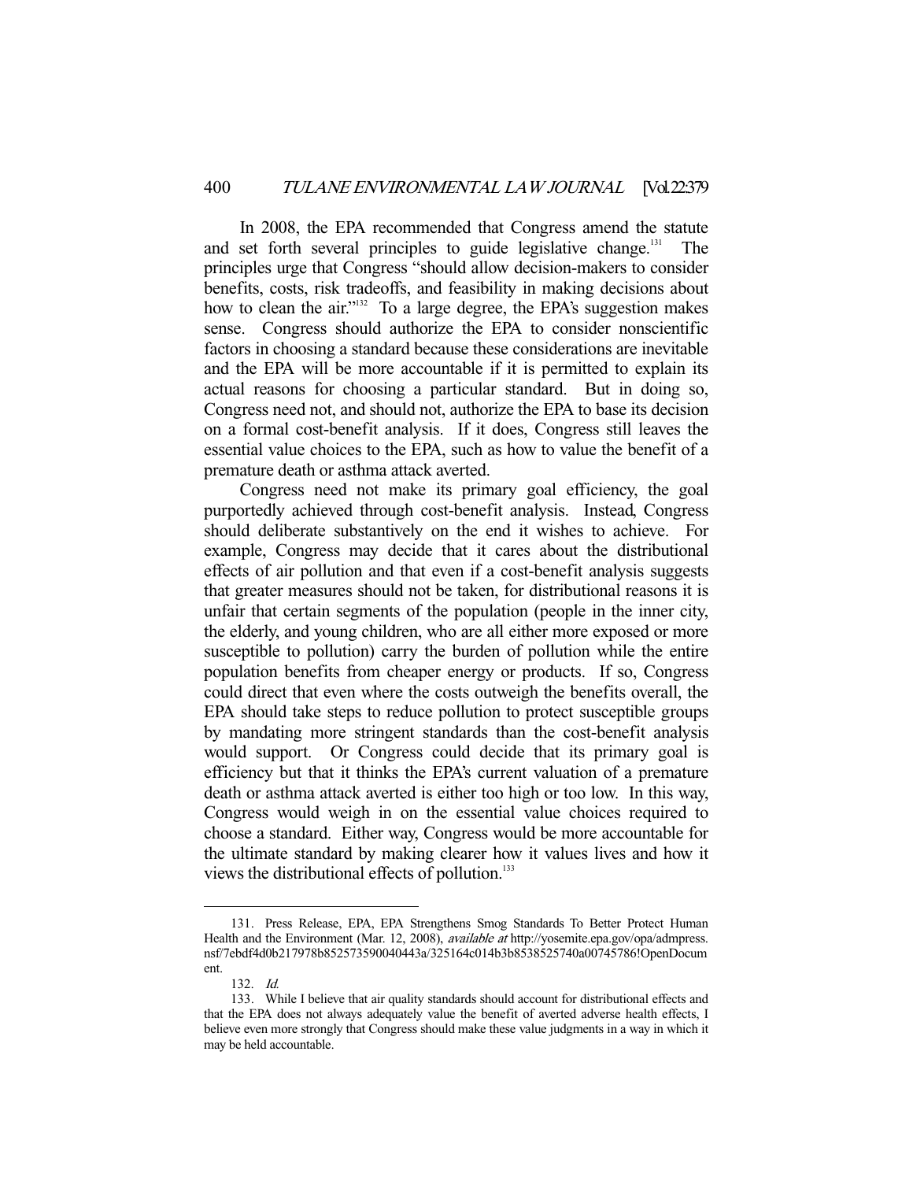In 2008, the EPA recommended that Congress amend the statute and set forth several principles to guide legislative change.[131] The principles urge that Congress "should allow decision-makers to consider benefits, costs, risk tradeoffs, and feasibility in making decisions about how to clean the air."[132] To a large degree, the EPA's suggestion makes sense. Congress should authorize the EPA to consider nonscientific factors in choosing a standard because these considerations are inevitable and the EPA will be more accountable if it is permitted to explain its actual reasons for choosing a particular standard. But in doing so, Congress need not, and should not, authorize the EPA to base its decision on a formal cost-benefit analysis. If it does, Congress still leaves the essential value choices to the EPA, such as how to value the benefit of a premature death or asthma attack averted.

Congress need not make its primary goal efficiency, the goal purportedly achieved through cost-benefit analysis. Instead, Congress should deliberate substantively on the end it wishes to achieve. For example, Congress may decide that it cares about the distributional effects of air pollution and that even if a cost-benefit analysis suggests that greater measures should not be taken, for distributional reasons it is unfair that certain segments of the population (people in the inner city, the elderly, and young children, who are all either more exposed or more susceptible to pollution) carry the burden of pollution while the entire population benefits from cheaper energy or products. If so, Congress could direct that even where the costs outweigh the benefits overall, the EPA should take steps to reduce pollution to protect susceptible groups by mandating more stringent standards than the cost-benefit analysis would support. Or Congress could decide that its primary goal is efficiency but that it thinks the EPA's current valuation of a premature death or asthma attack averted is either too high or too low. In this way, Congress would weigh in on the essential value choices required to choose a standard. Either way, Congress would be more accountable for the ultimate standard by making clearer how it values lives and how it views the distributional effects of pollution.[133]

---

131. Press Release, EPA, EPA Strengthens Smog Standards To Better Protect Human Health and the Environment (Mar. 12, 2008), *available at* http://yosemite.epa.gov/opa/admpress.nsf/7ebdf4d0b217978b852573590040443a/325164c014b3b8538525740a00745786!OpenDocument.

132. *Id.*

133. While I believe that air quality standards should account for distributional effects and that the EPA does not always adequately value the benefit of averted adverse health effects, I believe even more strongly that Congress should make these value judgments in a way in which it may be held accountable.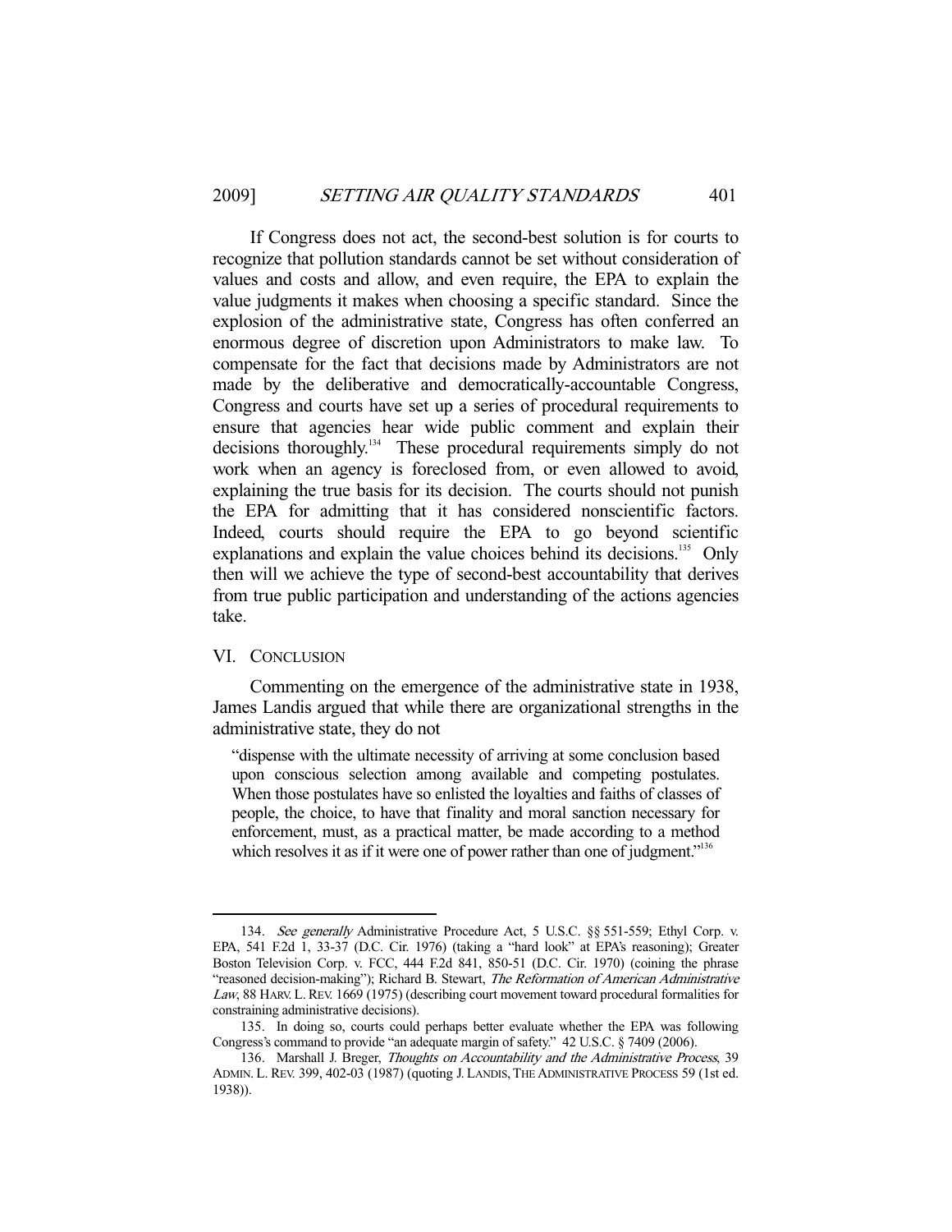If Congress does not act, the second-best solution is for courts to recognize that pollution standards cannot be set without consideration of values and costs and allow, and even require, the EPA to explain the value judgments it makes when choosing a specific standard. Since the explosion of the administrative state, Congress has often conferred an enormous degree of discretion upon Administrators to make law. To compensate for the fact that decisions made by Administrators are not made by the deliberative and democratically-accountable Congress, Congress and courts have set up a series of procedural requirements to ensure that agencies hear wide public comment and explain their decisions thoroughly.[134] These procedural requirements simply do not work when an agency is foreclosed from, or even allowed to avoid, explaining the true basis for its decision. The courts should not punish the EPA for admitting that it has considered nonscientific factors. Indeed, courts should require the EPA to go beyond scientific explanations and explain the value choices behind its decisions.[135] Only then will we achieve the type of second-best accountability that derives from true public participation and understanding of the actions agencies take.

## VI. Conclusion

Commenting on the emergence of the administrative state in 1938, James Landis argued that while there are organizational strengths in the administrative state, they do not

> "dispense with the ultimate necessity of arriving at some conclusion based upon conscious selection among available and competing postulates. When those postulates have so enlisted the loyalties and faiths of classes of people, the choice, to have that finality and moral sanction necessary for enforcement, must, as a practical matter, be made according to a method which resolves it as if it were one of power rather than one of judgment."[136]

---

134. *See generally* Administrative Procedure Act, 5 U.S.C. §§ 551-559; Ethyl Corp. v. EPA, 541 F.2d 1, 33-37 (D.C. Cir. 1976) (taking a "hard look" at EPA's reasoning); Greater Boston Television Corp. v. FCC, 444 F.2d 841, 850-51 (D.C. Cir. 1970) (coining the phrase "reasoned decision-making"); Richard B. Stewart, *The Reformation of American Administrative Law*, 88 HARV. L. REV. 1669 (1975) (describing court movement toward procedural formalities for constraining administrative decisions).

135. In doing so, courts could perhaps better evaluate whether the EPA was following Congress's command to provide "an adequate margin of safety." 42 U.S.C. § 7409 (2006).

136. Marshall J. Breger, *Thoughts on Accountability and the Administrative Process*, 39 ADMIN. L. REV. 399, 402-03 (1987) (quoting J. LANDIS, THE ADMINISTRATIVE PROCESS 59 (1st ed. 1938)).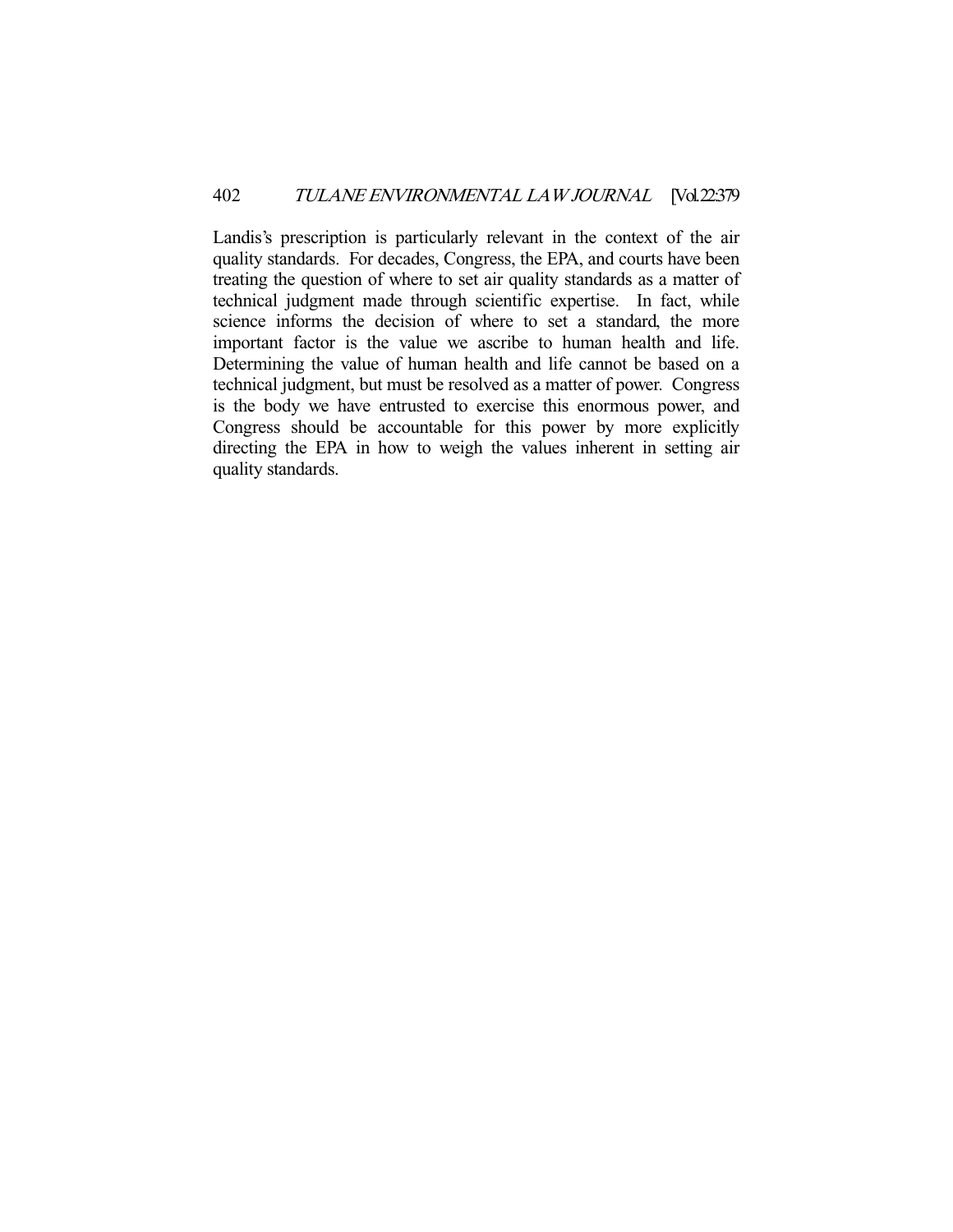Landis's prescription is particularly relevant in the context of the air quality standards. For decades, Congress, the EPA, and courts have been treating the question of where to set air quality standards as a matter of technical judgment made through scientific expertise. In fact, while science informs the decision of where to set a standard, the more important factor is the value we ascribe to human health and life. Determining the value of human health and life cannot be based on a technical judgment, but must be resolved as a matter of power. Congress is the body we have entrusted to exercise this enormous power, and Congress should be accountable for this power by more explicitly directing the EPA in how to weigh the values inherent in setting air quality standards.